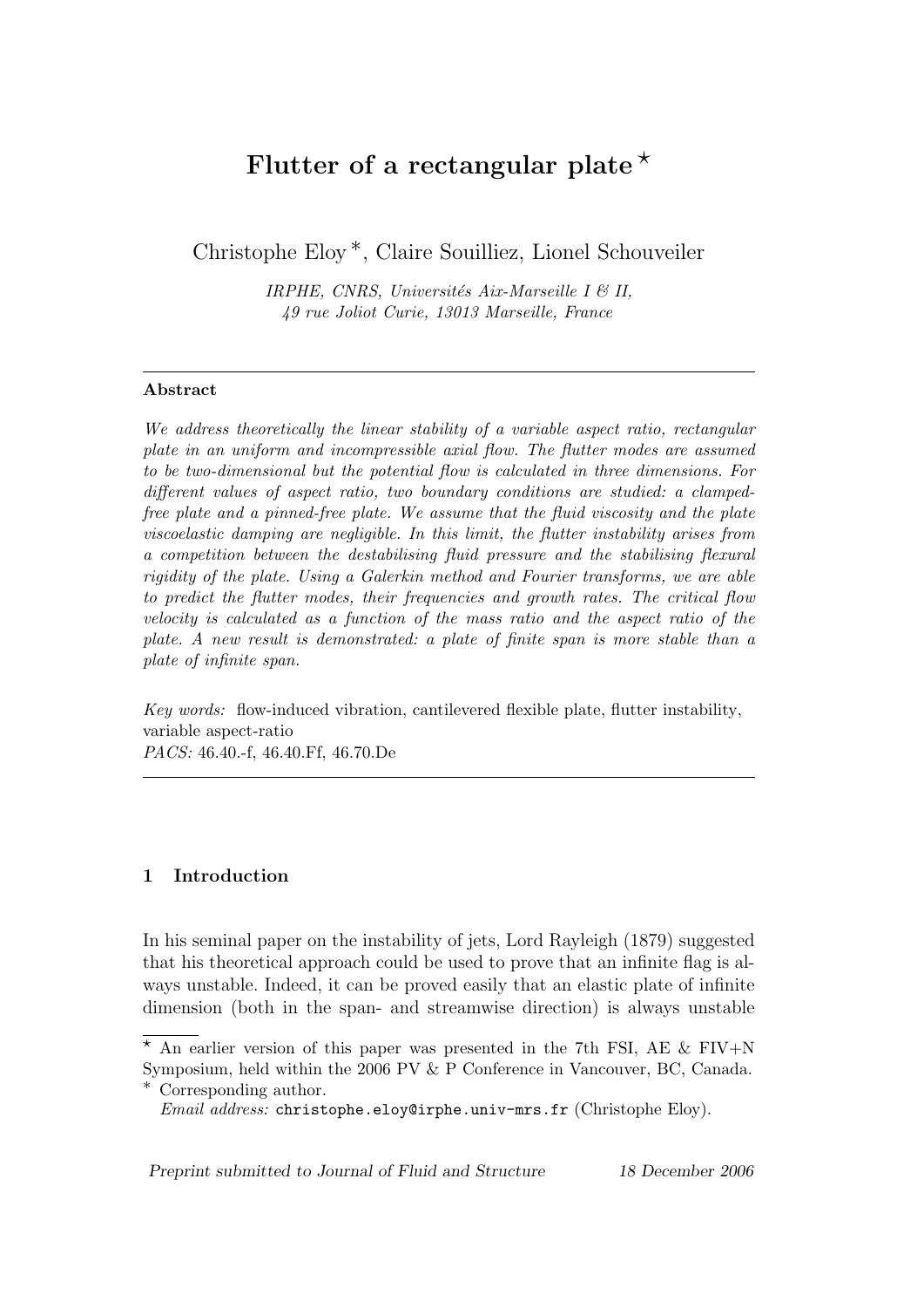# Flutter of a rectangular plate ⋆

Christophe Eloy [∗], Claire Souilliez, Lionel Schouveiler

*IRPHE, CNRS, Universités Aix-Marseille I & II,*
*49 rue Joliot Curie, 13013 Marseille, France*

---

**Abstract**

*We address theoretically the linear stability of a variable aspect ratio, rectangular plate in an uniform and incompressible axial flow. The flutter modes are assumed to be two-dimensional but the potential flow is calculated in three dimensions. For different values of aspect ratio, two boundary conditions are studied: a clamped-free plate and a pinned-free plate. We assume that the fluid viscosity and the plate viscoelastic damping are negligible. In this limit, the flutter instability arises from a competition between the destabilising fluid pressure and the stabilising flexural rigidity of the plate. Using a Galerkin method and Fourier transforms, we are able to predict the flutter modes, their frequencies and growth rates. The critical flow velocity is calculated as a function of the mass ratio and the aspect ratio of the plate. A new result is demonstrated: a plate of finite span is more stable than a plate of infinite span.*

*Key words:* flow-induced vibration, cantilevered flexible plate, flutter instability, variable aspect-ratio
*PACS:* 46.40.-f, 46.40.Ff, 46.70.De

---

## 1 Introduction

In his seminal paper on the instability of jets, Lord Rayleigh (1879) suggested that his theoretical approach could be used to prove that an infinite flag is always unstable. Indeed, it can be proved easily that an elastic plate of infinite dimension (both in the span- and streamwise direction) is always unstable

---

⋆ An earlier version of this paper was presented in the 7th FSI, AE & FIV+N Symposium, held within the 2006 PV & P Conference in Vancouver, BC, Canada.
∗ Corresponding author.
*Email address:* christophe.eloy@irphe.univ-mrs.fr (Christophe Eloy).

*Preprint submitted to Journal of Fluid and Structure* 18 December 2006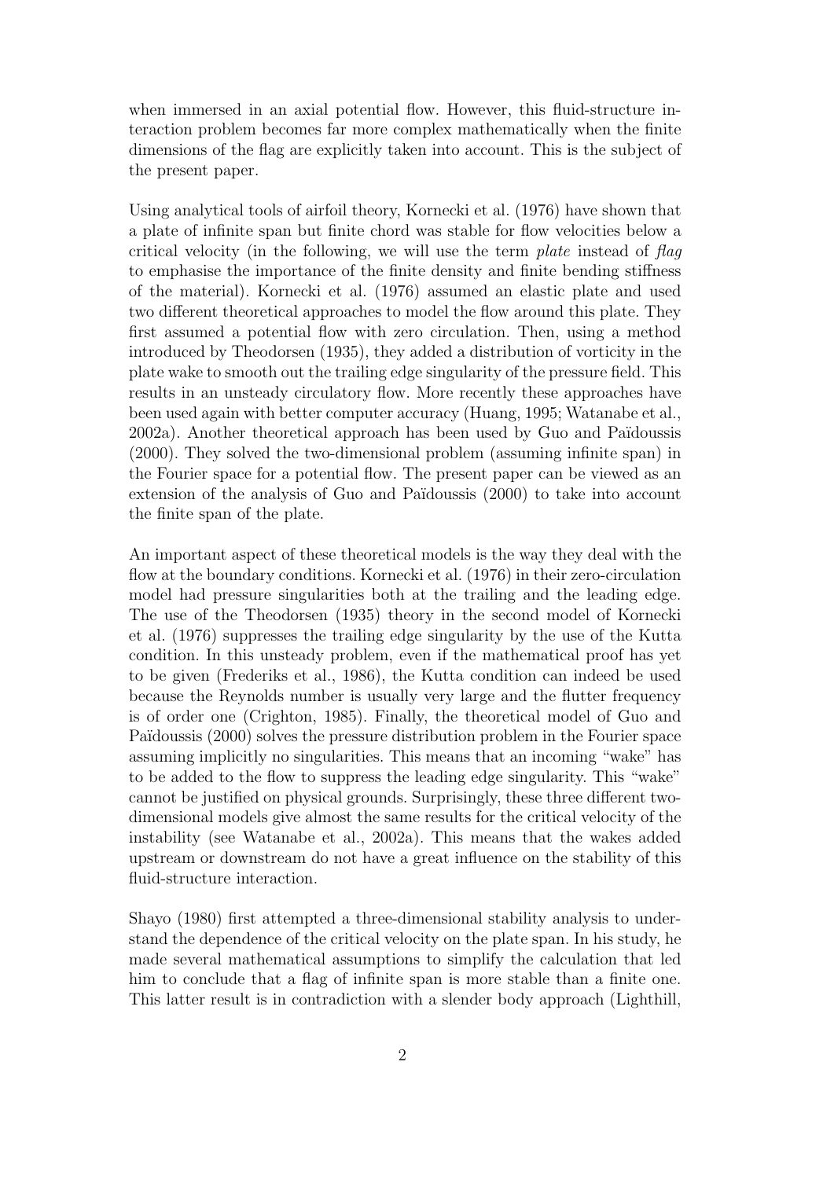when immersed in an axial potential flow. However, this fluid-structure interaction problem becomes far more complex mathematically when the finite dimensions of the flag are explicitly taken into account. This is the subject of the present paper.

Using analytical tools of airfoil theory, Kornecki et al. (1976) have shown that a plate of infinite span but finite chord was stable for flow velocities below a critical velocity (in the following, we will use the term *plate* instead of *flag* to emphasise the importance of the finite density and finite bending stiffness of the material). Kornecki et al. (1976) assumed an elastic plate and used two different theoretical approaches to model the flow around this plate. They first assumed a potential flow with zero circulation. Then, using a method introduced by Theodorsen (1935), they added a distribution of vorticity in the plate wake to smooth out the trailing edge singularity of the pressure field. This results in an unsteady circulatory flow. More recently these approaches have been used again with better computer accuracy (Huang, 1995; Watanabe et al., 2002a). Another theoretical approach has been used by Guo and Païdoussis (2000). They solved the two-dimensional problem (assuming infinite span) in the Fourier space for a potential flow. The present paper can be viewed as an extension of the analysis of Guo and Païdoussis (2000) to take into account the finite span of the plate.

An important aspect of these theoretical models is the way they deal with the flow at the boundary conditions. Kornecki et al. (1976) in their zero-circulation model had pressure singularities both at the trailing and the leading edge. The use of the Theodorsen (1935) theory in the second model of Kornecki et al. (1976) suppresses the trailing edge singularity by the use of the Kutta condition. In this unsteady problem, even if the mathematical proof has yet to be given (Frederiks et al., 1986), the Kutta condition can indeed be used because the Reynolds number is usually very large and the flutter frequency is of order one (Crighton, 1985). Finally, the theoretical model of Guo and Païdoussis (2000) solves the pressure distribution problem in the Fourier space assuming implicitly no singularities. This means that an incoming "wake" has to be added to the flow to suppress the leading edge singularity. This "wake" cannot be justified on physical grounds. Surprisingly, these three different two-dimensional models give almost the same results for the critical velocity of the instability (see Watanabe et al., 2002a). This means that the wakes added upstream or downstream do not have a great influence on the stability of this fluid-structure interaction.

Shayo (1980) first attempted a three-dimensional stability analysis to understand the dependence of the critical velocity on the plate span. In his study, he made several mathematical assumptions to simplify the calculation that led him to conclude that a flag of infinite span is more stable than a finite one. This latter result is in contradiction with a slender body approach (Lighthill,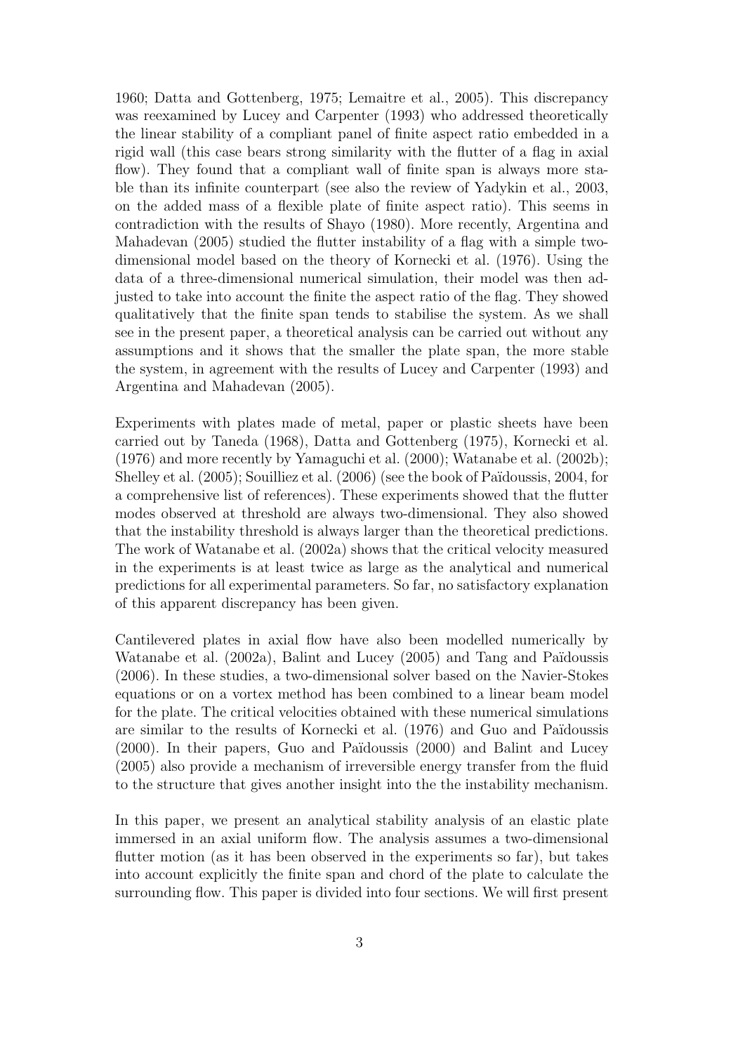1960; Datta and Gottenberg, 1975; Lemaitre et al., 2005). This discrepancy was reexamined by Lucey and Carpenter (1993) who addressed theoretically the linear stability of a compliant panel of finite aspect ratio embedded in a rigid wall (this case bears strong similarity with the flutter of a flag in axial flow). They found that a compliant wall of finite span is always more stable than its infinite counterpart (see also the review of Yadykin et al., 2003, on the added mass of a flexible plate of finite aspect ratio). This seems in contradiction with the results of Shayo (1980). More recently, Argentina and Mahadevan (2005) studied the flutter instability of a flag with a simple two-dimensional model based on the theory of Kornecki et al. (1976). Using the data of a three-dimensional numerical simulation, their model was then adjusted to take into account the finite the aspect ratio of the flag. They showed qualitatively that the finite span tends to stabilise the system. As we shall see in the present paper, a theoretical analysis can be carried out without any assumptions and it shows that the smaller the plate span, the more stable the system, in agreement with the results of Lucey and Carpenter (1993) and Argentina and Mahadevan (2005).

Experiments with plates made of metal, paper or plastic sheets have been carried out by Taneda (1968), Datta and Gottenberg (1975), Kornecki et al. (1976) and more recently by Yamaguchi et al. (2000); Watanabe et al. (2002b); Shelley et al. (2005); Souilliez et al. (2006) (see the book of Païdoussis, 2004, for a comprehensive list of references). These experiments showed that the flutter modes observed at threshold are always two-dimensional. They also showed that the instability threshold is always larger than the theoretical predictions. The work of Watanabe et al. (2002a) shows that the critical velocity measured in the experiments is at least twice as large as the analytical and numerical predictions for all experimental parameters. So far, no satisfactory explanation of this apparent discrepancy has been given.

Cantilevered plates in axial flow have also been modelled numerically by Watanabe et al. (2002a), Balint and Lucey (2005) and Tang and Païdoussis (2006). In these studies, a two-dimensional solver based on the Navier-Stokes equations or on a vortex method has been combined to a linear beam model for the plate. The critical velocities obtained with these numerical simulations are similar to the results of Kornecki et al. (1976) and Guo and Païdoussis (2000). In their papers, Guo and Païdoussis (2000) and Balint and Lucey (2005) also provide a mechanism of irreversible energy transfer from the fluid to the structure that gives another insight into the the instability mechanism.

In this paper, we present an analytical stability analysis of an elastic plate immersed in an axial uniform flow. The analysis assumes a two-dimensional flutter motion (as it has been observed in the experiments so far), but takes into account explicitly the finite span and chord of the plate to calculate the surrounding flow. This paper is divided into four sections. We will first present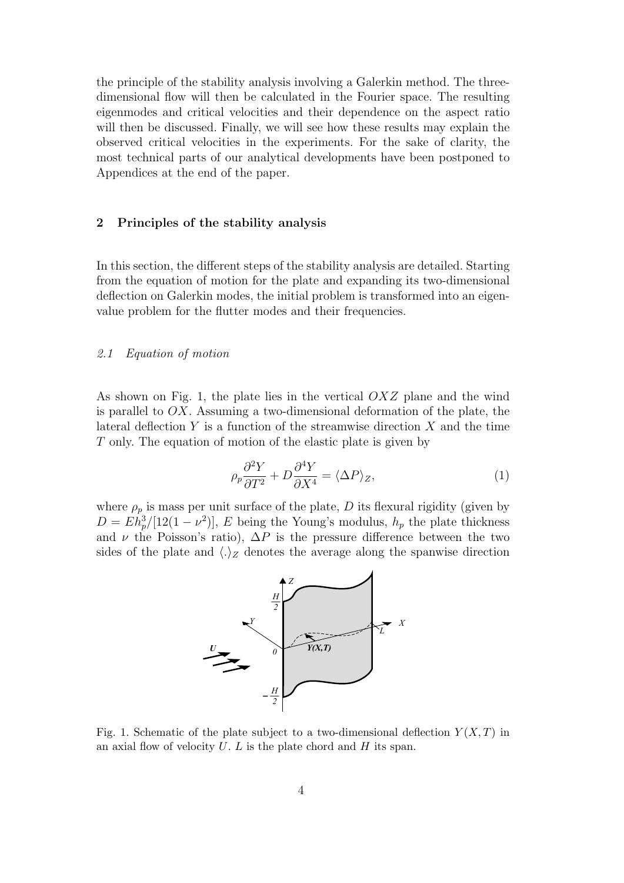the principle of the stability analysis involving a Galerkin method. The three-dimensional flow will then be calculated in the Fourier space. The resulting eigenmodes and critical velocities and their dependence on the aspect ratio will then be discussed. Finally, we will see how these results may explain the observed critical velocities in the experiments. For the sake of clarity, the most technical parts of our analytical developments have been postponed to Appendices at the end of the paper.

## 2 Principles of the stability analysis

In this section, the different steps of the stability analysis are detailed. Starting from the equation of motion for the plate and expanding its two-dimensional deflection on Galerkin modes, the initial problem is transformed into an eigenvalue problem for the flutter modes and their frequencies.

### *2.1 Equation of motion*

As shown on Fig. 1, the plate lies in the vertical $OXZ$ plane and the wind is parallel to $OX$. Assuming a two-dimensional deformation of the plate, the lateral deflection $Y$ is a function of the streamwise direction $X$ and the time $T$ only. The equation of motion of the elastic plate is given by

$$\rho_p \frac{\partial^2 Y}{\partial T^2} + D \frac{\partial^4 Y}{\partial X^4} = \langle \Delta P \rangle_Z, \tag{1}$$

where $\rho_p$ is mass per unit surface of the plate, $D$ its flexural rigidity (given by $D = E h_p^3/[12(1-\nu^2)]$, $E$ being the Young's modulus, $h_p$ the plate thickness and $\nu$ the Poisson's ratio), $\Delta P$ is the pressure difference between the two sides of the plate and $\langle . \rangle_Z$ denotes the average along the spanwise direction

Fig. 1. Schematic of the plate subject to a two-dimensional deflection $Y(X,T)$ in an axial flow of velocity $U$. $L$ is the plate chord and $H$ its span.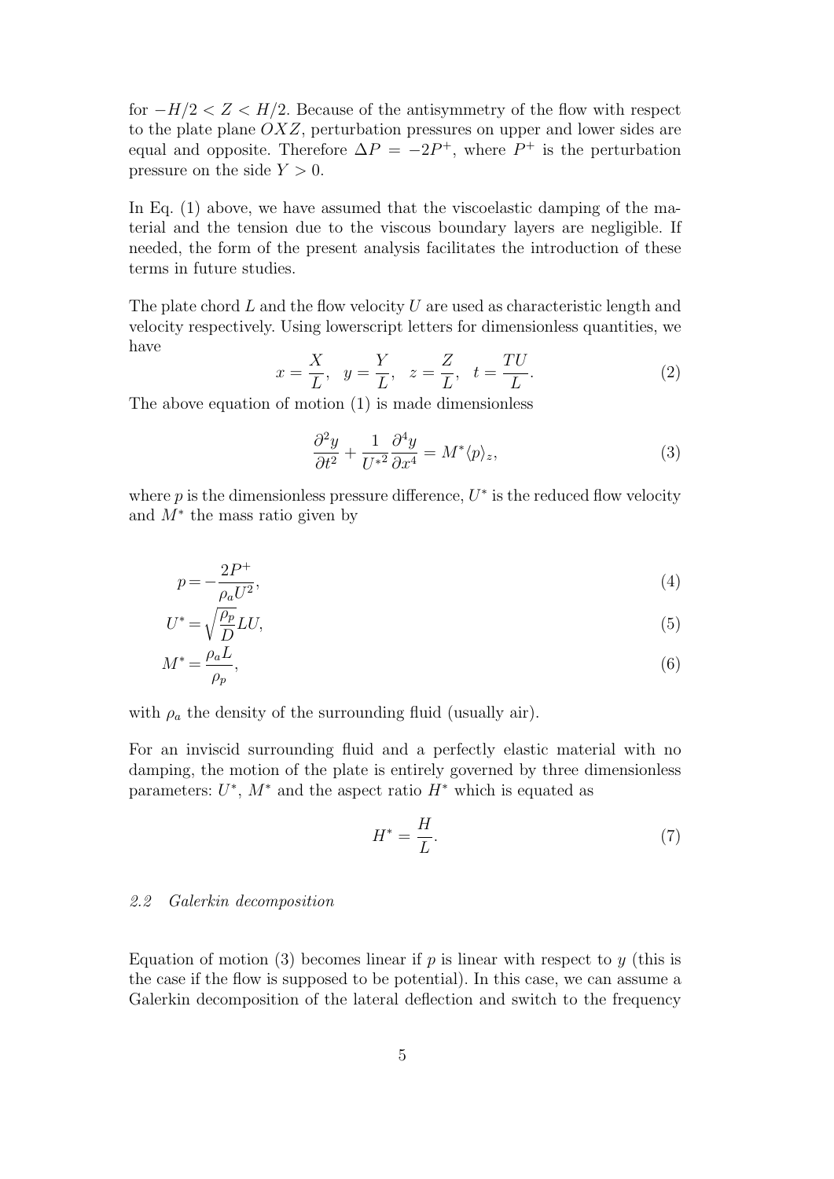for $-H/2 < Z < H/2$. Because of the antisymmetry of the flow with respect to the plate plane $OXZ$, perturbation pressures on upper and lower sides are equal and opposite. Therefore $\Delta P = -2P^+$, where $P^+$ is the perturbation pressure on the side $Y > 0$.

In Eq. (1) above, we have assumed that the viscoelastic damping of the material and the tension due to the viscous boundary layers are negligible. If needed, the form of the present analysis facilitates the introduction of these terms in future studies.

The plate chord $L$ and the flow velocity $U$ are used as characteristic length and velocity respectively. Using lowerscript letters for dimensionless quantities, we have

$$x = \frac{X}{L}, \quad y = \frac{Y}{L}, \quad z = \frac{Z}{L}, \quad t = \frac{TU}{L}. \tag{2}$$

The above equation of motion (1) is made dimensionless

$$\frac{\partial^2 y}{\partial t^2} + \frac{1}{U^{*2}} \frac{\partial^4 y}{\partial x^4} = M^* \langle p \rangle_z, \tag{3}$$

where $p$ is the dimensionless pressure difference, $U^*$ is the reduced flow velocity and $M^*$ the mass ratio given by

$$p = -\frac{2P^+}{\rho_a U^2}, \tag{4}$$

$$U^* = \sqrt{\frac{\rho_p}{D}} LU, \tag{5}$$

$$M^* = \frac{\rho_a L}{\rho_p}, \tag{6}$$

with $\rho_a$ the density of the surrounding fluid (usually air).

For an inviscid surrounding fluid and a perfectly elastic material with no damping, the motion of the plate is entirely governed by three dimensionless parameters: $U^*$, $M^*$ and the aspect ratio $H^*$ which is equated as

$$H^* = \frac{H}{L}. \tag{7}$$

### *2.2 Galerkin decomposition*

Equation of motion (3) becomes linear if $p$ is linear with respect to $y$ (this is the case if the flow is supposed to be potential). In this case, we can assume a Galerkin decomposition of the lateral deflection and switch to the frequency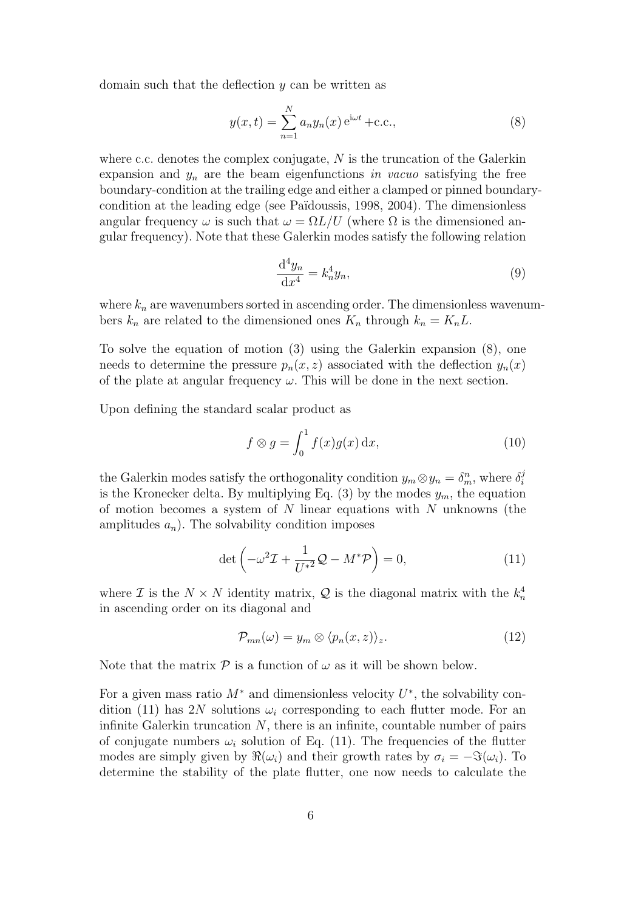domain such that the deflection $y$ can be written as

$$y(x,t) = \sum_{n=1}^{N} a_n y_n(x)\,\mathrm{e}^{\mathrm{i}\omega t} + \text{c.c.}, \tag{8}$$

where c.c. denotes the complex conjugate, $N$ is the truncation of the Galerkin expansion and $y_n$ are the beam eigenfunctions *in vacuo* satisfying the free boundary-condition at the trailing edge and either a clamped or pinned boundary-condition at the leading edge (see Païdoussis, 1998, 2004). The dimensionless angular frequency $\omega$ is such that $\omega = \Omega L/U$ (where $\Omega$ is the dimensioned angular frequency). Note that these Galerkin modes satisfy the following relation

$$\frac{\mathrm{d}^4 y_n}{\mathrm{d}x^4} = k_n^4 y_n, \tag{9}$$

where $k_n$ are wavenumbers sorted in ascending order. The dimensionless wavenumbers $k_n$ are related to the dimensioned ones $K_n$ through $k_n = K_n L$.

To solve the equation of motion (3) using the Galerkin expansion (8), one needs to determine the pressure $p_n(x,z)$ associated with the deflection $y_n(x)$ of the plate at angular frequency $\omega$. This will be done in the next section.

Upon defining the standard scalar product as

$$f \otimes g = \int_0^1 f(x) g(x)\,\mathrm{d}x, \tag{10}$$

the Galerkin modes satisfy the orthogonality condition $y_m \otimes y_n = \delta_m^n$, where $\delta_i^j$ is the Kronecker delta. By multiplying Eq. (3) by the modes $y_m$, the equation of motion becomes a system of $N$ linear equations with $N$ unknowns (the amplitudes $a_n$). The solvability condition imposes

$$\det\left(-\omega^2 \mathcal{I} + \frac{1}{U^{*2}}\mathcal{Q} - M^* \mathcal{P}\right) = 0, \tag{11}$$

where $\mathcal{I}$ is the $N \times N$ identity matrix, $\mathcal{Q}$ is the diagonal matrix with the $k_n^4$ in ascending order on its diagonal and

$$\mathcal{P}_{mn}(\omega) = y_m \otimes \langle p_n(x,z) \rangle_z. \tag{12}$$

Note that the matrix $\mathcal{P}$ is a function of $\omega$ as it will be shown below.

For a given mass ratio $M^*$ and dimensionless velocity $U^*$, the solvability condition (11) has $2N$ solutions $\omega_i$ corresponding to each flutter mode. For an infinite Galerkin truncation $N$, there is an infinite, countable number of pairs of conjugate numbers $\omega_i$ solution of Eq. (11). The frequencies of the flutter modes are simply given by $\Re(\omega_i)$ and their growth rates by $\sigma_i = -\Im(\omega_i)$. To determine the stability of the plate flutter, one now needs to calculate the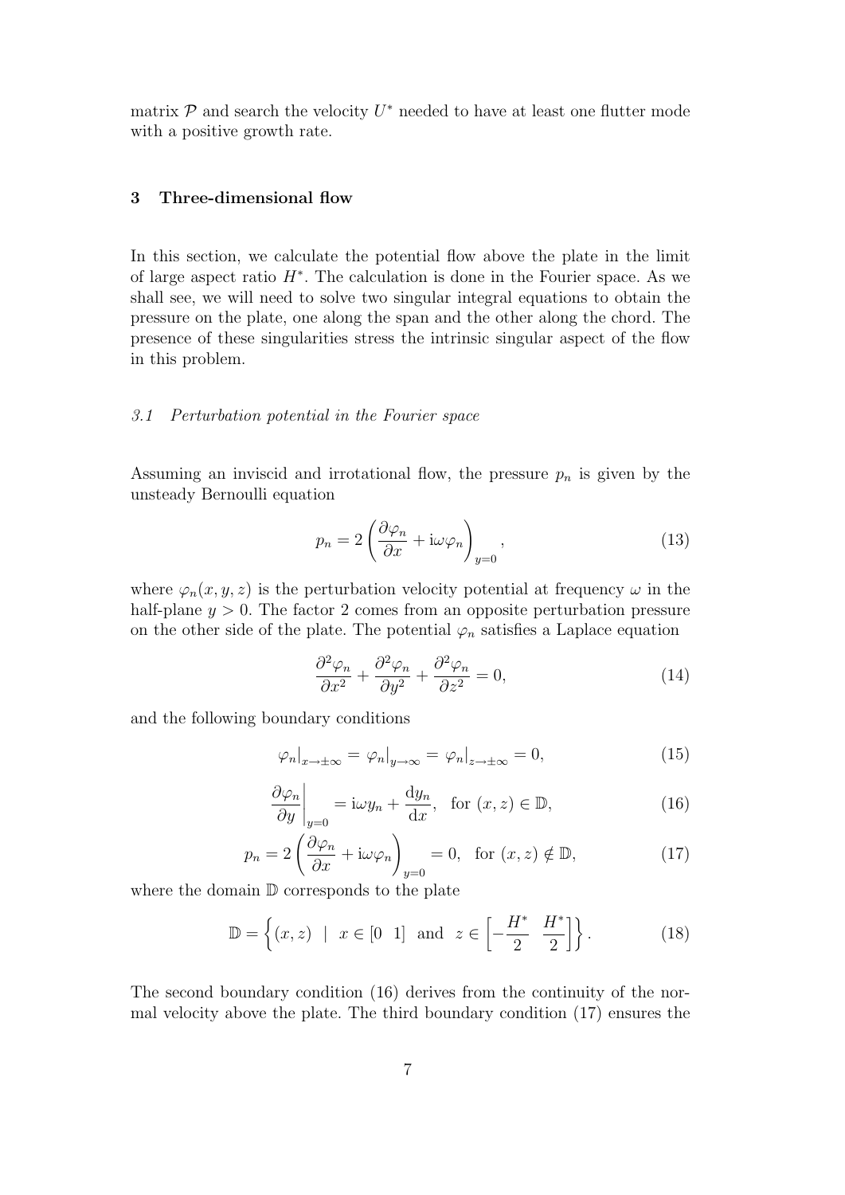matrix $\mathcal{P}$ and search the velocity $U^*$ needed to have at least one flutter mode with a positive growth rate.

## 3 Three-dimensional flow

In this section, we calculate the potential flow above the plate in the limit of large aspect ratio $H^*$. The calculation is done in the Fourier space. As we shall see, we will need to solve two singular integral equations to obtain the pressure on the plate, one along the span and the other along the chord. The presence of these singularities stress the intrinsic singular aspect of the flow in this problem.

### *3.1 Perturbation potential in the Fourier space*

Assuming an inviscid and irrotational flow, the pressure $p_n$ is given by the unsteady Bernoulli equation

$$p_n = 2\left(\frac{\partial \varphi_n}{\partial x} + \mathrm{i}\omega\varphi_n\right)_{y=0}, \tag{13}$$

where $\varphi_n(x, y, z)$ is the perturbation velocity potential at frequency $\omega$ in the half-plane $y > 0$. The factor 2 comes from an opposite perturbation pressure on the other side of the plate. The potential $\varphi_n$ satisfies a Laplace equation

$$\frac{\partial^2 \varphi_n}{\partial x^2} + \frac{\partial^2 \varphi_n}{\partial y^2} + \frac{\partial^2 \varphi_n}{\partial z^2} = 0, \tag{14}$$

and the following boundary conditions

$$\varphi_n|_{x\to\pm\infty} = \varphi_n|_{y\to\infty} = \varphi_n|_{z\to\pm\infty} = 0, \tag{15}$$

$$\left.\frac{\partial \varphi_n}{\partial y}\right|_{y=0} = \mathrm{i}\omega y_n + \frac{\mathrm{d}y_n}{\mathrm{d}x}, \quad \text{for } (x, z) \in \mathbb{D}, \tag{16}$$

$$p_n = 2\left(\frac{\partial \varphi_n}{\partial x} + \mathrm{i}\omega\varphi_n\right)_{y=0} = 0, \quad \text{for } (x, z) \notin \mathbb{D}, \tag{17}$$

where the domain $\mathbb{D}$ corresponds to the plate

$$\mathbb{D} = \left\{(x, z) \;\; | \;\; x \in [0 \;\; 1] \;\; \text{and} \;\; z \in \left[-\frac{H^*}{2} \;\; \frac{H^*}{2}\right]\right\}. \tag{18}$$

The second boundary condition (16) derives from the continuity of the normal velocity above the plate. The third boundary condition (17) ensures the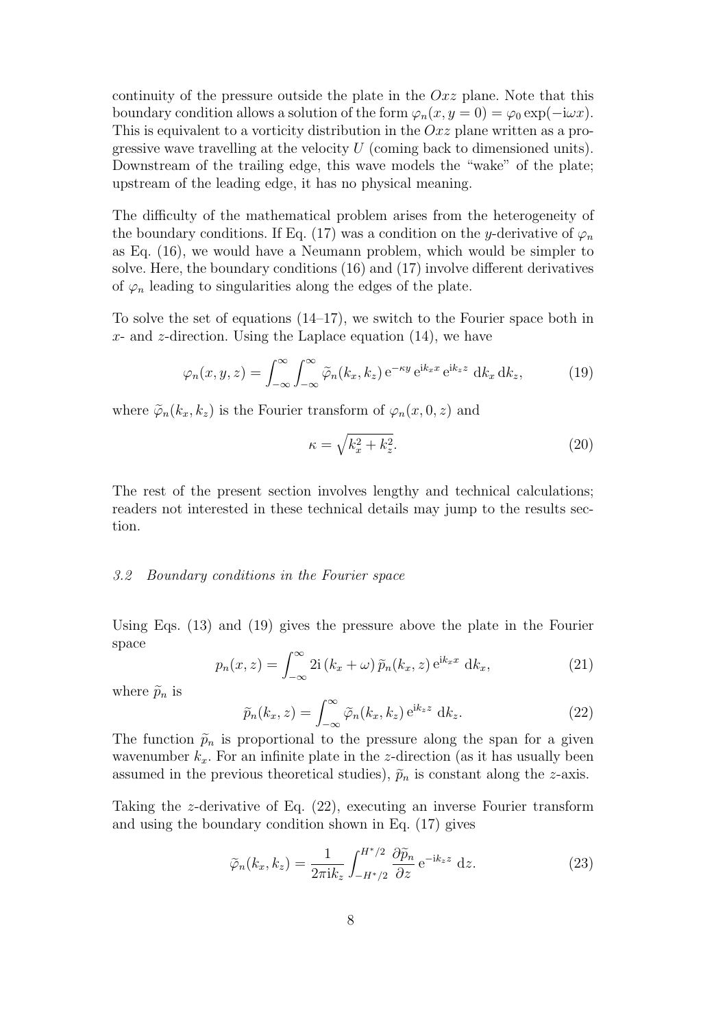continuity of the pressure outside the plate in the $Oxz$ plane. Note that this boundary condition allows a solution of the form $\varphi_n(x, y = 0) = \varphi_0 \exp(-\mathrm{i}\omega x)$. This is equivalent to a vorticity distribution in the $Oxz$ plane written as a progressive wave travelling at the velocity $U$ (coming back to dimensioned units). Downstream of the trailing edge, this wave models the "wake" of the plate; upstream of the leading edge, it has no physical meaning.

The difficulty of the mathematical problem arises from the heterogeneity of the boundary conditions. If Eq. (17) was a condition on the $y$-derivative of $\varphi_n$ as Eq. (16), we would have a Neumann problem, which would be simpler to solve. Here, the boundary conditions (16) and (17) involve different derivatives of $\varphi_n$ leading to singularities along the edges of the plate.

To solve the set of equations (14–17), we switch to the Fourier space both in $x$- and $z$-direction. Using the Laplace equation (14), we have

$$\varphi_n(x, y, z) = \int_{-\infty}^{\infty}\int_{-\infty}^{\infty} \widetilde{\varphi}_n(k_x, k_z)\, \mathrm{e}^{-\kappa y}\, \mathrm{e}^{\mathrm{i}k_x x}\, \mathrm{e}^{\mathrm{i}k_z z}\, \mathrm{d}k_x\, \mathrm{d}k_z, \tag{19}$$

where $\widetilde{\varphi}_n(k_x, k_z)$ is the Fourier transform of $\varphi_n(x, 0, z)$ and

$$\kappa = \sqrt{k_x^2 + k_z^2}. \tag{20}$$

The rest of the present section involves lengthy and technical calculations; readers not interested in these technical details may jump to the results section.

### *3.2 Boundary conditions in the Fourier space*

Using Eqs. (13) and (19) gives the pressure above the plate in the Fourier space

$$p_n(x, z) = \int_{-\infty}^{\infty} 2\mathrm{i}\,(k_x + \omega)\, \widetilde{p}_n(k_x, z)\, \mathrm{e}^{\mathrm{i}k_x x}\, \mathrm{d}k_x, \tag{21}$$

where $\widetilde{p}_n$ is

$$\widetilde{p}_n(k_x, z) = \int_{-\infty}^{\infty} \widetilde{\varphi}_n(k_x, k_z)\, \mathrm{e}^{\mathrm{i}k_z z}\, \mathrm{d}k_z. \tag{22}$$

The function $\widetilde{p}_n$ is proportional to the pressure along the span for a given wavenumber $k_x$. For an infinite plate in the $z$-direction (as it has usually been assumed in the previous theoretical studies), $\widetilde{p}_n$ is constant along the $z$-axis.

Taking the $z$-derivative of Eq. (22), executing an inverse Fourier transform and using the boundary condition shown in Eq. (17) gives

$$\widetilde{\varphi}_n(k_x, k_z) = \frac{1}{2\pi \mathrm{i}k_z} \int_{-H^*/2}^{H^*/2} \frac{\partial \widetilde{p}_n}{\partial z}\, \mathrm{e}^{-\mathrm{i}k_z z}\, \mathrm{d}z. \tag{23}$$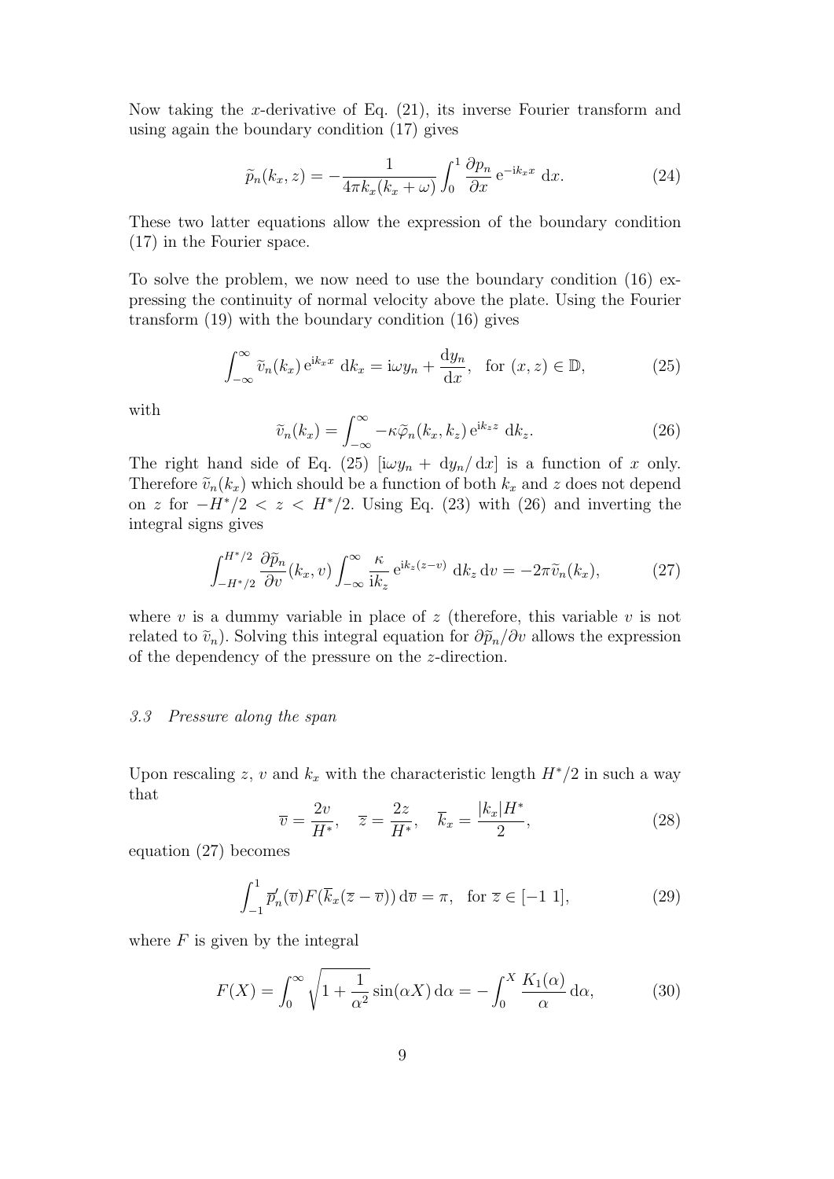Now taking the $x$-derivative of Eq. (21), its inverse Fourier transform and using again the boundary condition (17) gives

$$\widetilde{p}_n(k_x, z) = -\frac{1}{4\pi k_x(k_x + \omega)} \int_0^1 \frac{\partial p_n}{\partial x} \, \mathrm{e}^{-\mathrm{i}k_x x} \, \mathrm{d}x. \tag{24}$$

These two latter equations allow the expression of the boundary condition (17) in the Fourier space.

To solve the problem, we now need to use the boundary condition (16) expressing the continuity of normal velocity above the plate. Using the Fourier transform (19) with the boundary condition (16) gives

$$\int_{-\infty}^{\infty} \widetilde{v}_n(k_x) \, \mathrm{e}^{\mathrm{i}k_x x} \, \mathrm{d}k_x = \mathrm{i}\omega y_n + \frac{\mathrm{d}y_n}{\mathrm{d}x}, \quad \text{for } (x, z) \in \mathbb{D}, \tag{25}$$

with

$$\widetilde{v}_n(k_x) = \int_{-\infty}^{\infty} -\kappa \widetilde{\varphi}_n(k_x, k_z) \, \mathrm{e}^{\mathrm{i}k_z z} \, \mathrm{d}k_z. \tag{26}$$

The right hand side of Eq. (25) $[\mathrm{i}\omega y_n + \mathrm{d}y_n/\mathrm{d}x]$ is a function of $x$ only. Therefore $\widetilde{v}_n(k_x)$ which should be a function of both $k_x$ and $z$ does not depend on $z$ for $-H^*/2 < z < H^*/2$. Using Eq. (23) with (26) and inverting the integral signs gives

$$\int_{-H^*/2}^{H^*/2} \frac{\partial \widetilde{p}_n}{\partial v}(k_x, v) \int_{-\infty}^{\infty} \frac{\kappa}{\mathrm{i}k_z} \, \mathrm{e}^{\mathrm{i}k_z(z-v)} \, \mathrm{d}k_z \, \mathrm{d}v = -2\pi \widetilde{v}_n(k_x), \tag{27}$$

where $v$ is a dummy variable in place of $z$ (therefore, this variable $v$ is not related to $\widetilde{v}_n$). Solving this integral equation for $\partial \widetilde{p}_n / \partial v$ allows the expression of the dependency of the pressure on the $z$-direction.

### *3.3 Pressure along the span*

Upon rescaling $z$, $v$ and $k_x$ with the characteristic length $H^*/2$ in such a way that

$$\overline{v} = \frac{2v}{H^*}, \quad \overline{z} = \frac{2z}{H^*}, \quad \overline{k}_x = \frac{|k_x| H^*}{2}, \tag{28}$$

equation (27) becomes

$$\int_{-1}^{1} \overline{p}_n'(\overline{v}) F(\overline{k}_x(\overline{z} - \overline{v})) \, \mathrm{d}\overline{v} = \pi, \quad \text{for } \overline{z} \in [-1 \; 1], \tag{29}$$

where $F$ is given by the integral

$$F(X) = \int_0^{\infty} \sqrt{1 + \frac{1}{\alpha^2}} \sin(\alpha X) \, \mathrm{d}\alpha = -\int_0^X \frac{K_1(\alpha)}{\alpha} \, \mathrm{d}\alpha, \tag{30}$$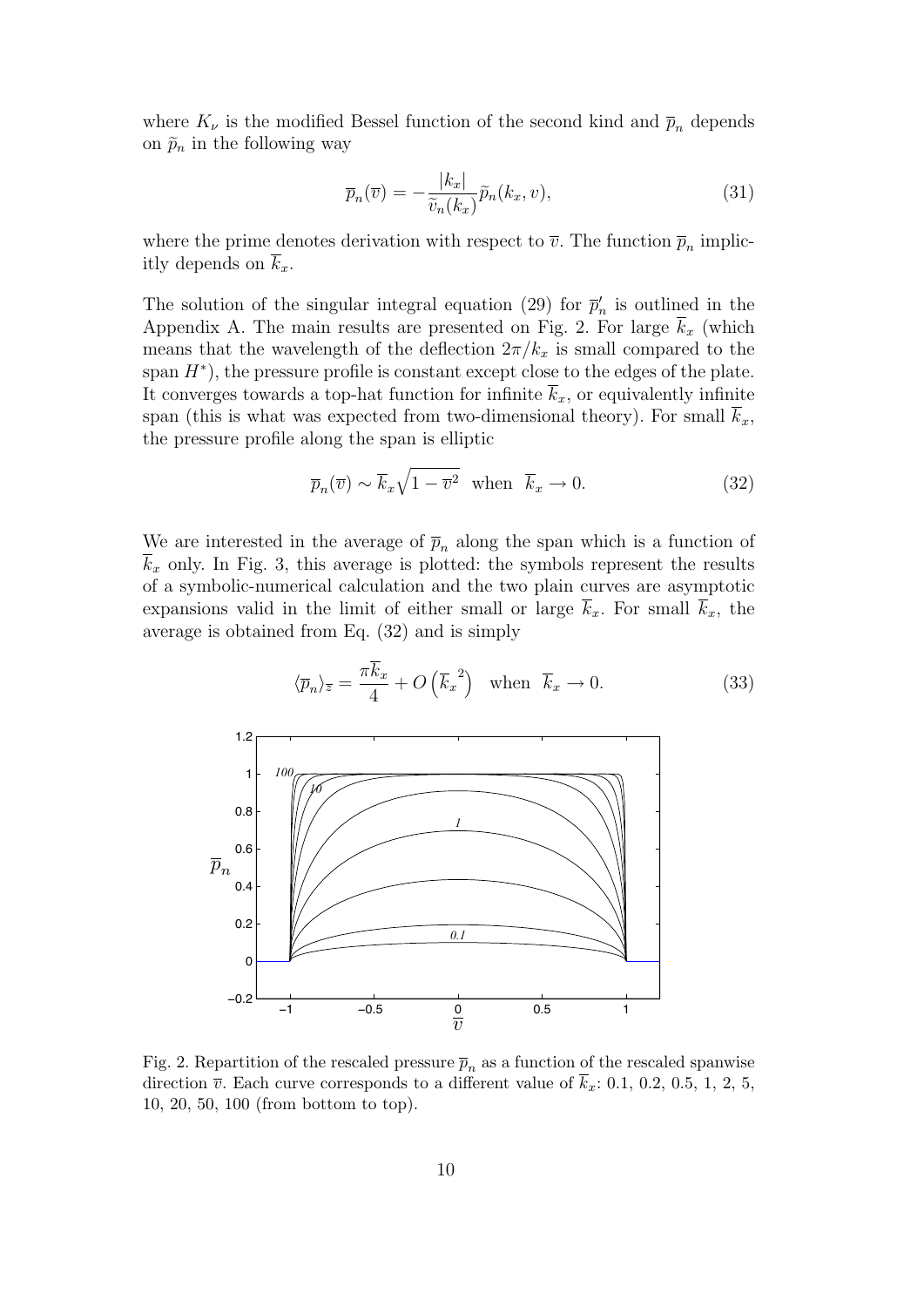where $K_\nu$ is the modified Bessel function of the second kind and $\overline{p}_n$ depends on $\widetilde{p}_n$ in the following way

$$\overline{p}_n(\overline{v}) = -\frac{|k_x|}{\widetilde{v}_n(k_x)}\widetilde{p}_n(k_x, v), \tag{31}$$

where the prime denotes derivation with respect to $\overline{v}$. The function $\overline{p}_n$ implicitly depends on $\overline{k}_x$.

The solution of the singular integral equation (29) for $\overline{p}_n'$ is outlined in the Appendix A. The main results are presented on Fig. 2. For large $\overline{k}_x$ (which means that the wavelength of the deflection $2\pi/k_x$ is small compared to the span $H^*$), the pressure profile is constant except close to the edges of the plate. It converges towards a top-hat function for infinite $\overline{k}_x$, or equivalently infinite span (this is what was expected from two-dimensional theory). For small $\overline{k}_x$, the pressure profile along the span is elliptic

$$\overline{p}_n(\overline{v}) \sim \overline{k}_x\sqrt{1-\overline{v}^2} \quad \text{when} \quad \overline{k}_x \to 0. \tag{32}$$

We are interested in the average of $\overline{p}_n$ along the span which is a function of $\overline{k}_x$ only. In Fig. 3, this average is plotted: the symbols represent the results of a symbolic-numerical calculation and the two plain curves are asymptotic expansions valid in the limit of either small or large $\overline{k}_x$. For small $\overline{k}_x$, the average is obtained from Eq. (32) and is simply

$$\langle \overline{p}_n \rangle_{\overline{z}} = \frac{\pi \overline{k}_x}{4} + O\left(\overline{k}_x^{\,2}\right) \quad \text{when} \quad \overline{k}_x \to 0. \tag{33}$$

Fig. 2. Repartition of the rescaled pressure $\overline{p}_n$ as a function of the rescaled spanwise direction $\overline{v}$. Each curve corresponds to a different value of $\overline{k}_x$: 0.1, 0.2, 0.5, 1, 2, 5, 10, 20, 50, 100 (from bottom to top).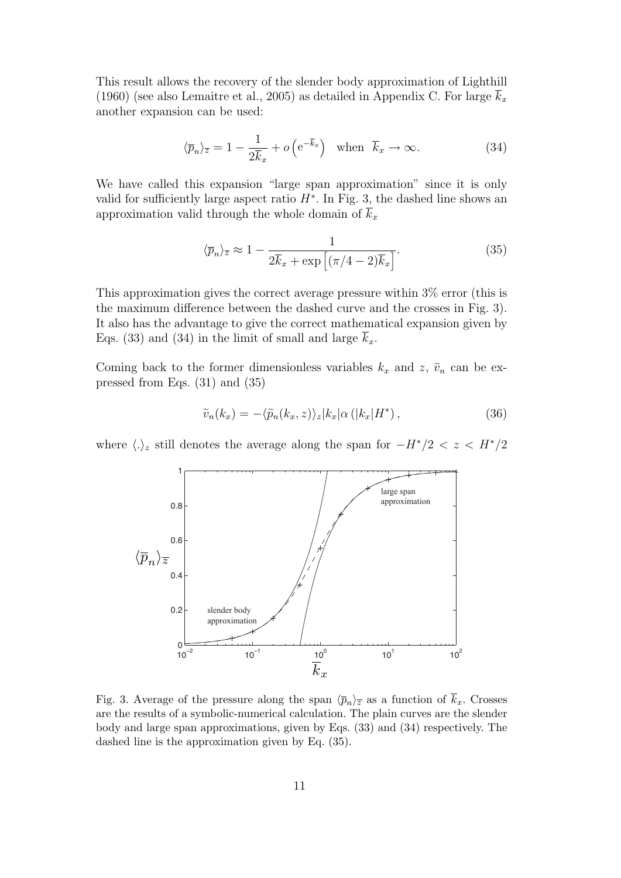This result allows the recovery of the slender body approximation of Lighthill (1960) (see also Lemaitre et al., 2005) as detailed in Appendix C. For large $\overline{k}_x$ another expansion can be used:

$$\langle \overline{p}_n \rangle_{\overline{z}} = 1 - \frac{1}{2\overline{k}_x} + o\left(\mathrm{e}^{-\overline{k}_x}\right) \quad \text{when} \;\; \overline{k}_x \to \infty. \tag{34}$$

We have called this expansion "large span approximation" since it is only valid for sufficiently large aspect ratio $H^*$. In Fig. 3, the dashed line shows an approximation valid through the whole domain of $\overline{k}_x$

$$\langle \overline{p}_n \rangle_{\overline{z}} \approx 1 - \frac{1}{2\overline{k}_x + \exp\left[(\pi/4 - 2)\overline{k}_x\right]}. \tag{35}$$

This approximation gives the correct average pressure within 3% error (this is the maximum difference between the dashed curve and the crosses in Fig. 3). It also has the advantage to give the correct mathematical expansion given by Eqs. (33) and (34) in the limit of small and large $\overline{k}_x$.

Coming back to the former dimensionless variables $k_x$ and $z$, $\widetilde{v}_n$ can be expressed from Eqs. (31) and (35)

$$\widetilde{v}_n(k_x) = -\langle \widetilde{p}_n(k_x, z) \rangle_z |k_x| \alpha \left(|k_x| H^*\right), \tag{36}$$

where $\langle . \rangle_z$ still denotes the average along the span for $-H^*/2 < z < H^*/2$

Fig. 3. Average of the pressure along the span $\langle \overline{p}_n \rangle_{\overline{z}}$ as a function of $\overline{k}_x$. Crosses are the results of a symbolic-numerical calculation. The plain curves are the slender body and large span approximations, given by Eqs. (33) and (34) respectively. The dashed line is the approximation given by Eq. (35).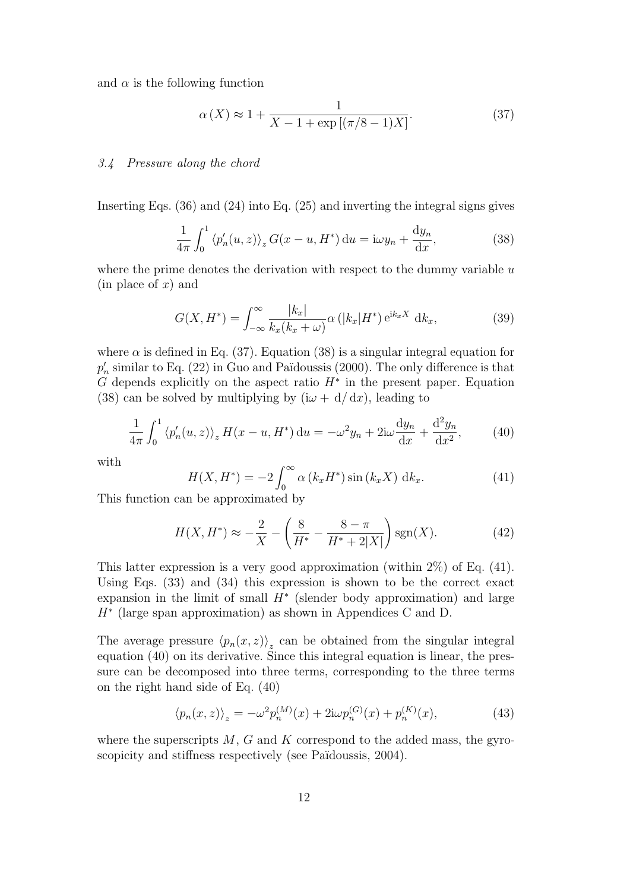and $\alpha$ is the following function

$$\alpha(X) \approx 1 + \frac{1}{X - 1 + \exp\left[(\pi/8 - 1)X\right]}. \tag{37}$$

### 3.4 Pressure along the chord

Inserting Eqs. (36) and (24) into Eq. (25) and inverting the integral signs gives

$$\frac{1}{4\pi}\int_0^1 \left\langle p_n'(u,z)\right\rangle_z G(x-u, H^*)\,\mathrm{d}u = \mathrm{i}\omega y_n + \frac{\mathrm{d}y_n}{\mathrm{d}x}, \tag{38}$$

where the prime denotes the derivation with respect to the dummy variable $u$ (in place of $x$) and

$$G(X, H^*) = \int_{-\infty}^{\infty} \frac{|k_x|}{k_x(k_x+\omega)} \alpha\left(|k_x|H^*\right) \mathrm{e}^{\mathrm{i}k_x X}\,\mathrm{d}k_x, \tag{39}$$

where $\alpha$ is defined in Eq. (37). Equation (38) is a singular integral equation for $p_n'$ similar to Eq. (22) in Guo and Païdoussis (2000). The only difference is that $G$ depends explicitly on the aspect ratio $H^*$ in the present paper. Equation (38) can be solved by multiplying by $(\mathrm{i}\omega + \mathrm{d}/\mathrm{d}x)$, leading to

$$\frac{1}{4\pi}\int_0^1 \left\langle p_n'(u,z)\right\rangle_z H(x-u, H^*)\,\mathrm{d}u = -\omega^2 y_n + 2\mathrm{i}\omega\frac{\mathrm{d}y_n}{\mathrm{d}x} + \frac{\mathrm{d}^2 y_n}{\mathrm{d}x^2}, \tag{40}$$

with

$$H(X, H^*) = -2\int_0^{\infty} \alpha\left(k_x H^*\right)\sin\left(k_x X\right)\,\mathrm{d}k_x. \tag{41}$$

This function can be approximated by

$$H(X, H^*) \approx -\frac{2}{X} - \left(\frac{8}{H^*} - \frac{8-\pi}{H^* + 2|X|}\right)\mathrm{sgn}(X). \tag{42}$$

This latter expression is a very good approximation (within 2%) of Eq. (41). Using Eqs. (33) and (34) this expression is shown to be the correct exact expansion in the limit of small $H^*$ (slender body approximation) and large $H^*$ (large span approximation) as shown in Appendices C and D.

The average pressure $\left\langle p_n(x,z)\right\rangle_z$ can be obtained from the singular integral equation (40) on its derivative. Since this integral equation is linear, the pressure can be decomposed into three terms, corresponding to the three terms on the right hand side of Eq. (40)

$$\left\langle p_n(x,z)\right\rangle_z = -\omega^2 p_n^{(M)}(x) + 2\mathrm{i}\omega p_n^{(G)}(x) + p_n^{(K)}(x), \tag{43}$$

where the superscripts $M$, $G$ and $K$ correspond to the added mass, the gyroscopicity and stiffness respectively (see Païdoussis, 2004).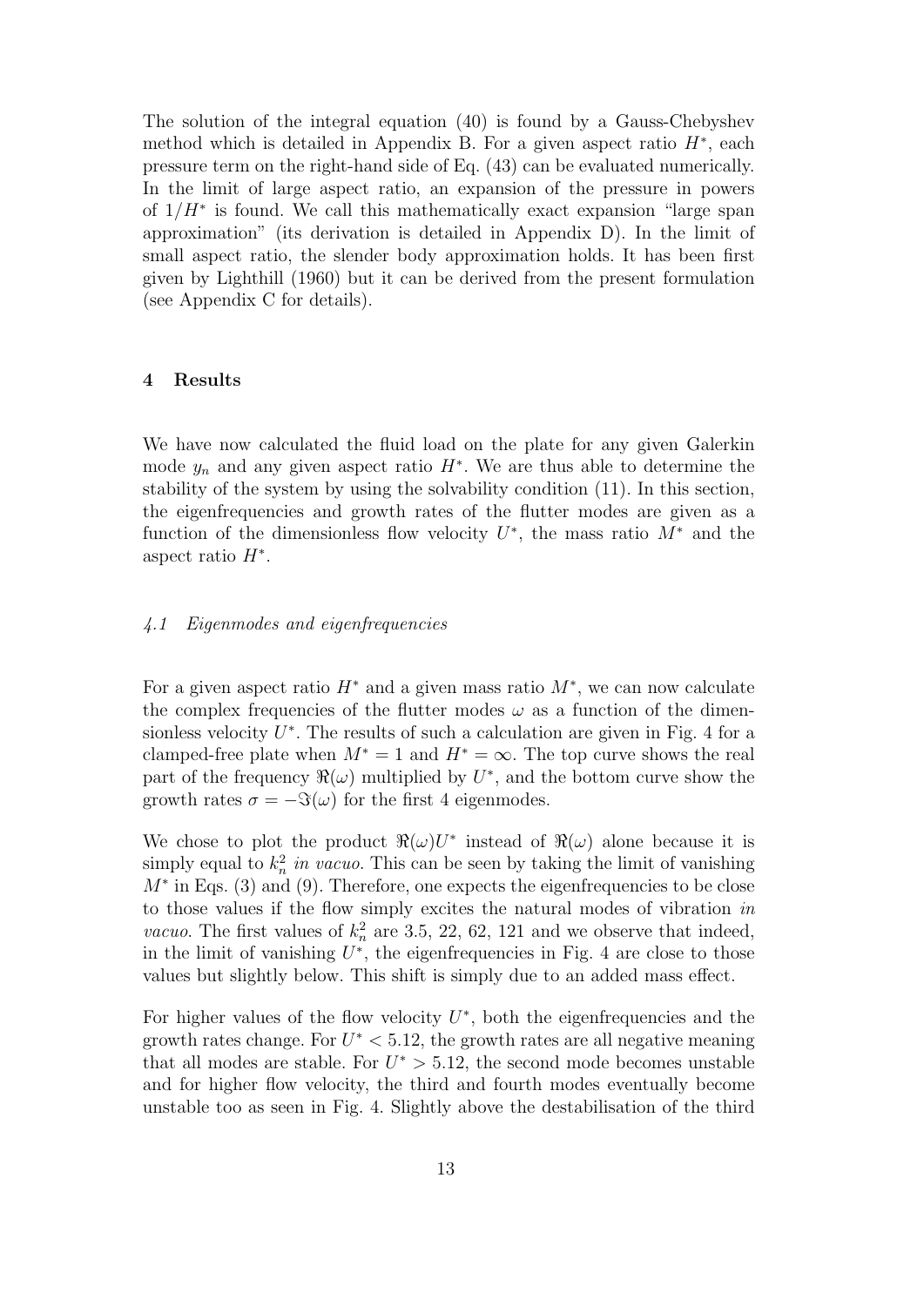The solution of the integral equation (40) is found by a Gauss-Chebyshev method which is detailed in Appendix B. For a given aspect ratio $H^*$, each pressure term on the right-hand side of Eq. (43) can be evaluated numerically. In the limit of large aspect ratio, an expansion of the pressure in powers of $1/H^*$ is found. We call this mathematically exact expansion "large span approximation" (its derivation is detailed in Appendix D). In the limit of small aspect ratio, the slender body approximation holds. It has been first given by Lighthill (1960) but it can be derived from the present formulation (see Appendix C for details).

## 4 Results

We have now calculated the fluid load on the plate for any given Galerkin mode $y_n$ and any given aspect ratio $H^*$. We are thus able to determine the stability of the system by using the solvability condition (11). In this section, the eigenfrequencies and growth rates of the flutter modes are given as a function of the dimensionless flow velocity $U^*$, the mass ratio $M^*$ and the aspect ratio $H^*$.

### *4.1 Eigenmodes and eigenfrequencies*

For a given aspect ratio $H^*$ and a given mass ratio $M^*$, we can now calculate the complex frequencies of the flutter modes $\omega$ as a function of the dimensionless velocity $U^*$. The results of such a calculation are given in Fig. 4 for a clamped-free plate when $M^* = 1$ and $H^* = \infty$. The top curve shows the real part of the frequency $\Re(\omega)$ multiplied by $U^*$, and the bottom curve show the growth rates $\sigma = -\Im(\omega)$ for the first 4 eigenmodes.

We chose to plot the product $\Re(\omega)U^*$ instead of $\Re(\omega)$ alone because it is simply equal to $k_n^2$ *in vacuo*. This can be seen by taking the limit of vanishing $M^*$ in Eqs. (3) and (9). Therefore, one expects the eigenfrequencies to be close to those values if the flow simply excites the natural modes of vibration *in vacuo*. The first values of $k_n^2$ are 3.5, 22, 62, 121 and we observe that indeed, in the limit of vanishing $U^*$, the eigenfrequencies in Fig. 4 are close to those values but slightly below. This shift is simply due to an added mass effect.

For higher values of the flow velocity $U^*$, both the eigenfrequencies and the growth rates change. For $U^* < 5.12$, the growth rates are all negative meaning that all modes are stable. For $U^* > 5.12$, the second mode becomes unstable and for higher flow velocity, the third and fourth modes eventually become unstable too as seen in Fig. 4. Slightly above the destabilisation of the third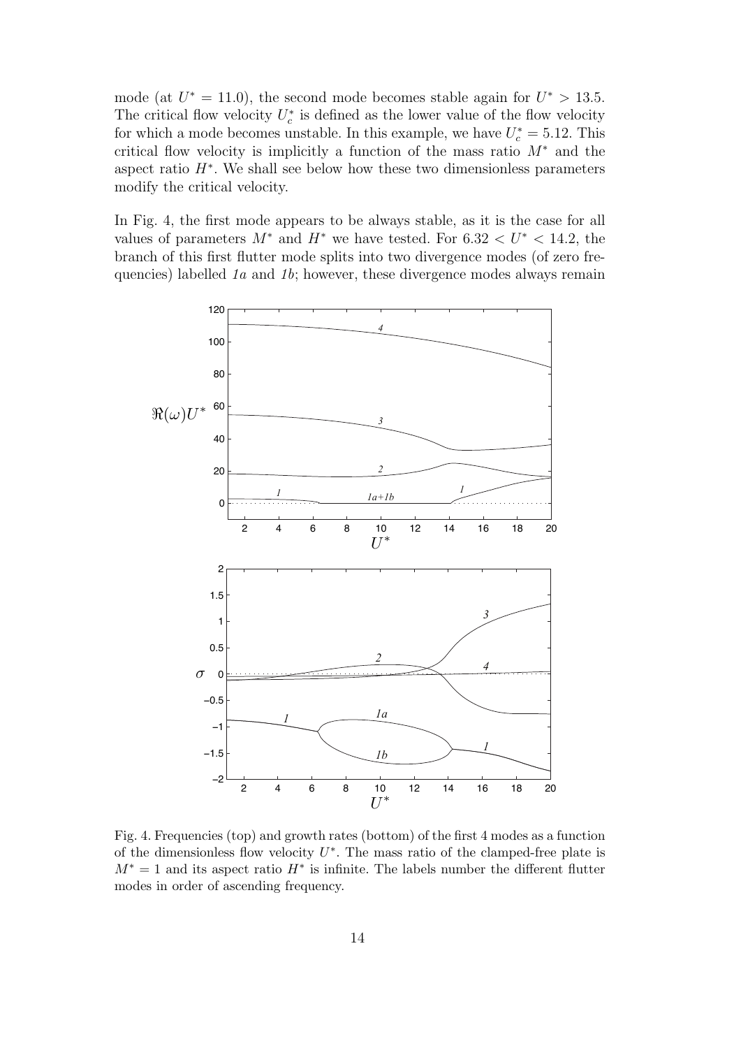mode (at $U^* = 11.0$), the second mode becomes stable again for $U^* > 13.5$. The critical flow velocity $U_c^*$ is defined as the lower value of the flow velocity for which a mode becomes unstable. In this example, we have $U_c^* = 5.12$. This critical flow velocity is implicitly a function of the mass ratio $M^*$ and the aspect ratio $H^*$. We shall see below how these two dimensionless parameters modify the critical velocity.

In Fig. 4, the first mode appears to be always stable, as it is the case for all values of parameters $M^*$ and $H^*$ we have tested. For $6.32 < U^* < 14.2$, the branch of this first flutter mode splits into two divergence modes (of zero frequencies) labelled *1a* and *1b*; however, these divergence modes always remain

Fig. 4. Frequencies (top) and growth rates (bottom) of the first 4 modes as a function of the dimensionless flow velocity $U^*$. The mass ratio of the clamped-free plate is $M^* = 1$ and its aspect ratio $H^*$ is infinite. The labels number the different flutter modes in order of ascending frequency.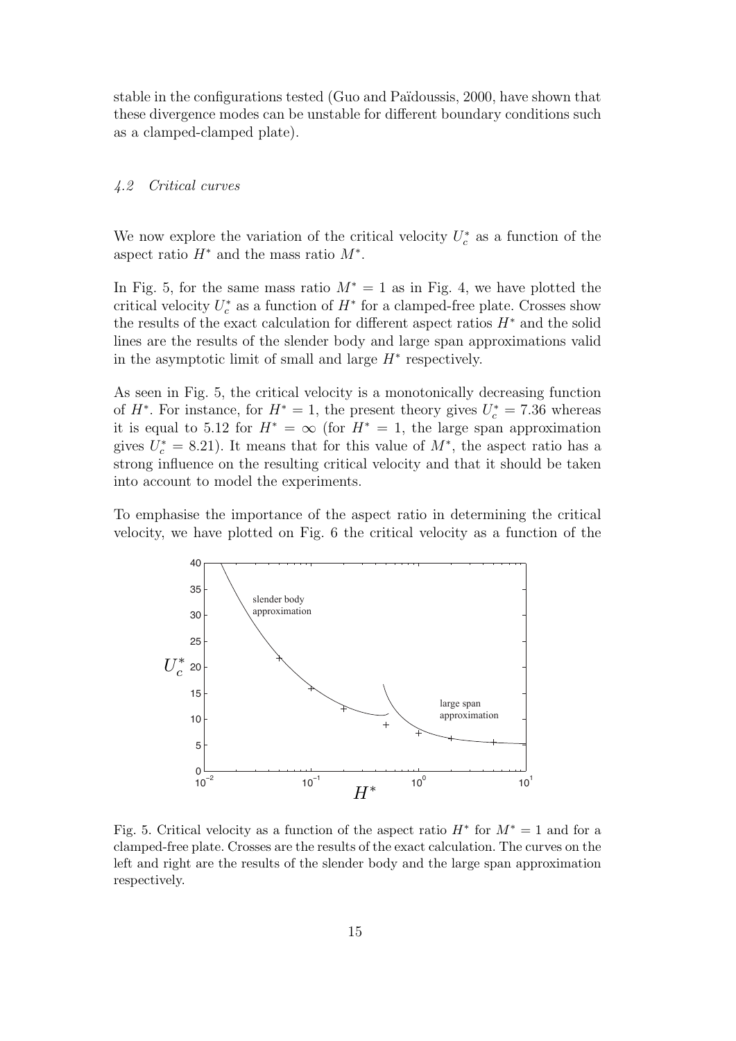stable in the configurations tested (Guo and Païdoussis, 2000, have shown that these divergence modes can be unstable for different boundary conditions such as a clamped-clamped plate).

### *4.2 Critical curves*

We now explore the variation of the critical velocity $U_c^*$ as a function of the aspect ratio $H^*$ and the mass ratio $M^*$.

In Fig. 5, for the same mass ratio $M^* = 1$ as in Fig. 4, we have plotted the critical velocity $U_c^*$ as a function of $H^*$ for a clamped-free plate. Crosses show the results of the exact calculation for different aspect ratios $H^*$ and the solid lines are the results of the slender body and large span approximations valid in the asymptotic limit of small and large $H^*$ respectively.

As seen in Fig. 5, the critical velocity is a monotonically decreasing function of $H^*$. For instance, for $H^* = 1$, the present theory gives $U_c^* = 7.36$ whereas it is equal to 5.12 for $H^* = \infty$ (for $H^* = 1$, the large span approximation gives $U_c^* = 8.21$). It means that for this value of $M^*$, the aspect ratio has a strong influence on the resulting critical velocity and that it should be taken into account to model the experiments.

To emphasise the importance of the aspect ratio in determining the critical velocity, we have plotted on Fig. 6 the critical velocity as a function of the

Fig. 5. Critical velocity as a function of the aspect ratio $H^*$ for $M^* = 1$ and for a clamped-free plate. Crosses are the results of the exact calculation. The curves on the left and right are the results of the slender body and the large span approximation respectively.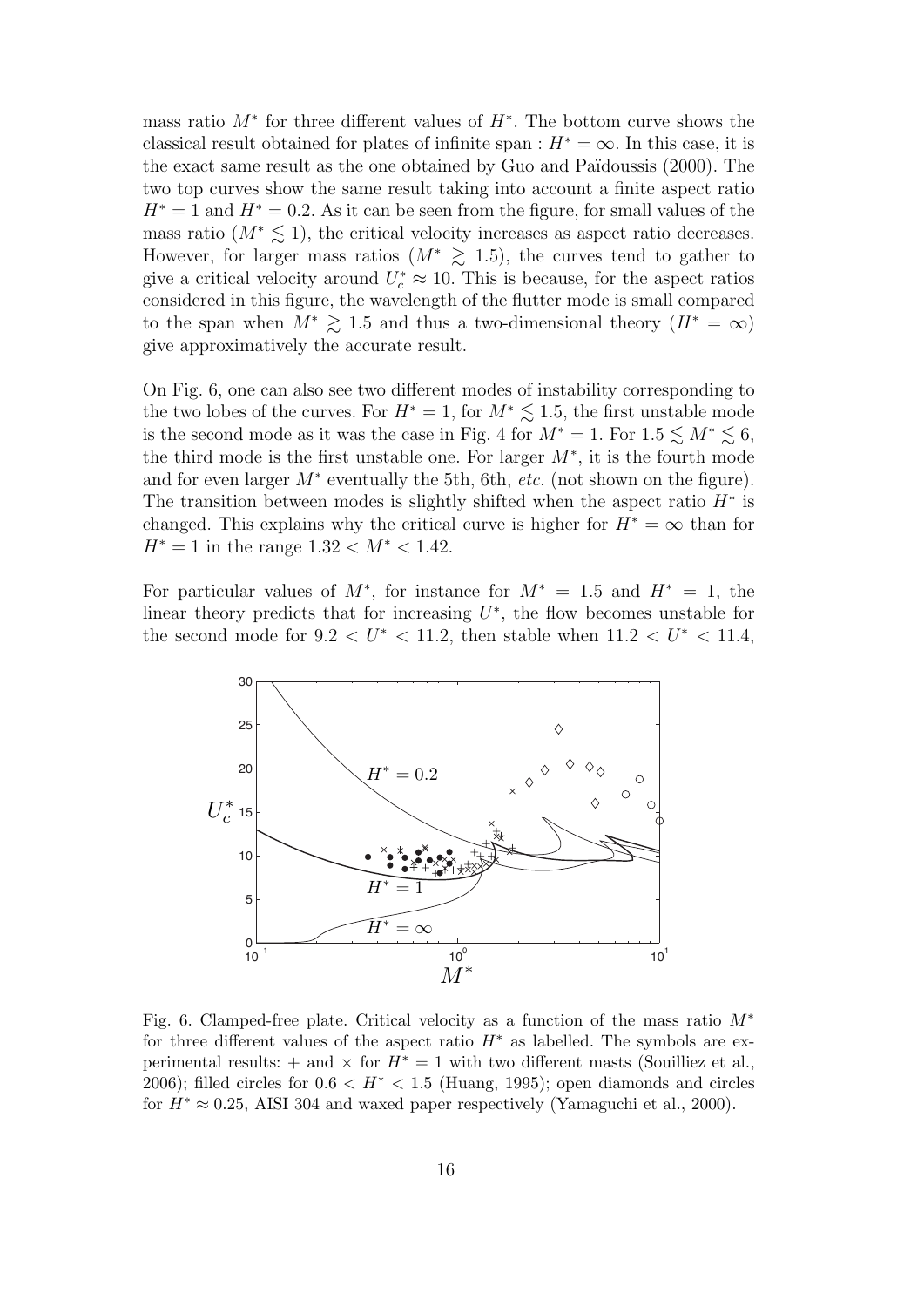mass ratio $M^*$ for three different values of $H^*$. The bottom curve shows the classical result obtained for plates of infinite span : $H^* = \infty$. In this case, it is the exact same result as the one obtained by Guo and Païdoussis (2000). The two top curves show the same result taking into account a finite aspect ratio $H^* = 1$ and $H^* = 0.2$. As it can be seen from the figure, for small values of the mass ratio ($M^* \lesssim 1$), the critical velocity increases as aspect ratio decreases. However, for larger mass ratios ($M^* \gtrsim 1.5$), the curves tend to gather to give a critical velocity around $U_c^* \approx 10$. This is because, for the aspect ratios considered in this figure, the wavelength of the flutter mode is small compared to the span when $M^* \gtrsim 1.5$ and thus a two-dimensional theory ($H^* = \infty$) give approximatively the accurate result.

On Fig. 6, one can also see two different modes of instability corresponding to the two lobes of the curves. For $H^* = 1$, for $M^* \lesssim 1.5$, the first unstable mode is the second mode as it was the case in Fig. 4 for $M^* = 1$. For $1.5 \lesssim M^* \lesssim 6$, the third mode is the first unstable one. For larger $M^*$, it is the fourth mode and for even larger $M^*$ eventually the 5th, 6th, *etc.* (not shown on the figure). The transition between modes is slightly shifted when the aspect ratio $H^*$ is changed. This explains why the critical curve is higher for $H^* = \infty$ than for $H^* = 1$ in the range $1.32 < M^* < 1.42$.

For particular values of $M^*$, for instance for $M^* = 1.5$ and $H^* = 1$, the linear theory predicts that for increasing $U^*$, the flow becomes unstable for the second mode for $9.2 < U^* < 11.2$, then stable when $11.2 < U^* < 11.4$,

Fig. 6. Clamped-free plate. Critical velocity as a function of the mass ratio $M^*$ for three different values of the aspect ratio $H^*$ as labelled. The symbols are experimental results: + and × for $H^* = 1$ with two different masts (Souilliez et al., 2006); filled circles for $0.6 < H^* < 1.5$ (Huang, 1995); open diamonds and circles for $H^* \approx 0.25$, AISI 304 and waxed paper respectively (Yamaguchi et al., 2000).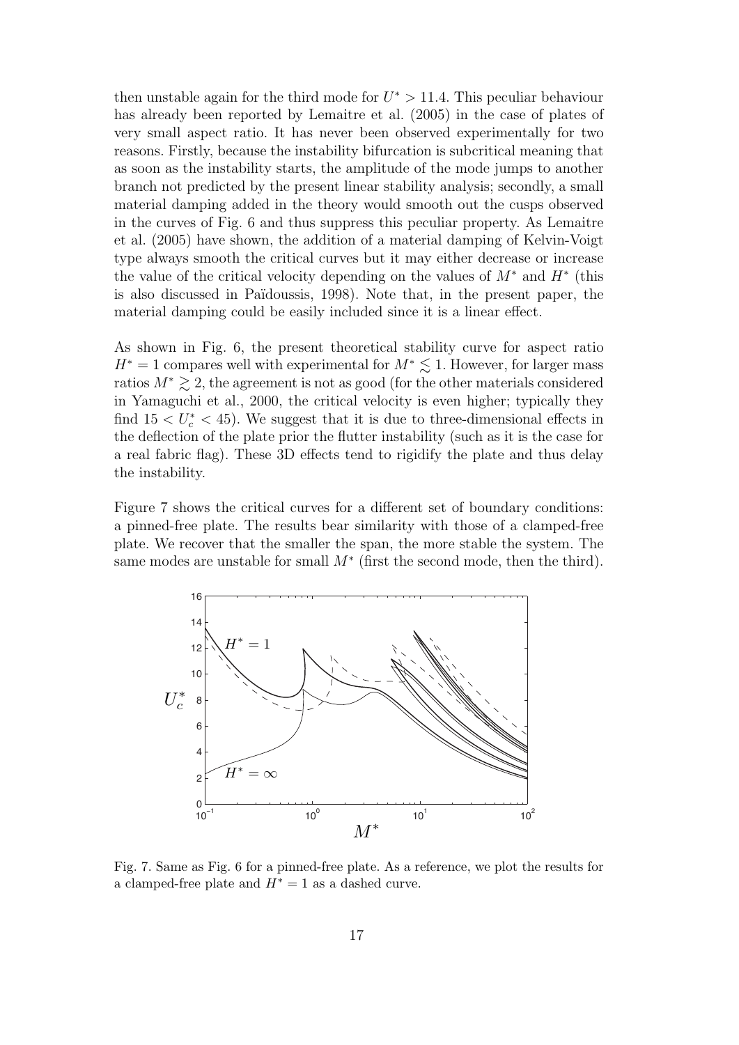then unstable again for the third mode for $U^* > 11.4$. This peculiar behaviour has already been reported by Lemaitre et al. (2005) in the case of plates of very small aspect ratio. It has never been observed experimentally for two reasons. Firstly, because the instability bifurcation is subcritical meaning that as soon as the instability starts, the amplitude of the mode jumps to another branch not predicted by the present linear stability analysis; secondly, a small material damping added in the theory would smooth out the cusps observed in the curves of Fig. 6 and thus suppress this peculiar property. As Lemaitre et al. (2005) have shown, the addition of a material damping of Kelvin-Voigt type always smooth the critical curves but it may either decrease or increase the value of the critical velocity depending on the values of $M^*$ and $H^*$ (this is also discussed in Païdoussis, 1998). Note that, in the present paper, the material damping could be easily included since it is a linear effect.

As shown in Fig. 6, the present theoretical stability curve for aspect ratio $H^* = 1$ compares well with experimental for $M^* \lesssim 1$. However, for larger mass ratios $M^* \gtrsim 2$, the agreement is not as good (for the other materials considered in Yamaguchi et al., 2000, the critical velocity is even higher; typically they find $15 < U_c^* < 45$). We suggest that it is due to three-dimensional effects in the deflection of the plate prior the flutter instability (such as it is the case for a real fabric flag). These 3D effects tend to rigidify the plate and thus delay the instability.

Figure 7 shows the critical curves for a different set of boundary conditions: a pinned-free plate. The results bear similarity with those of a clamped-free plate. We recover that the smaller the span, the more stable the system. The same modes are unstable for small $M^*$ (first the second mode, then the third).

Fig. 7. Same as Fig. 6 for a pinned-free plate. As a reference, we plot the results for a clamped-free plate and $H^* = 1$ as a dashed curve.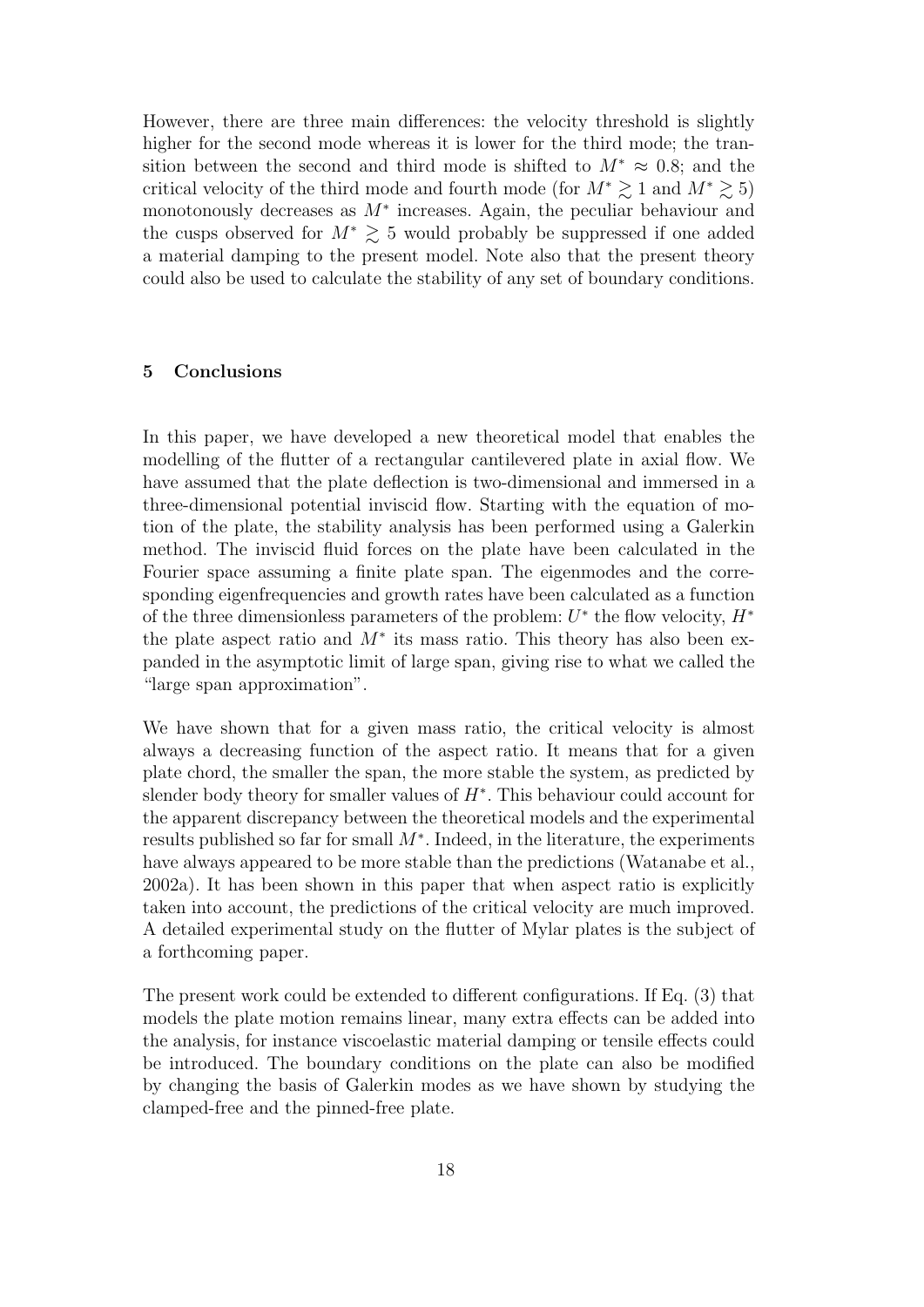However, there are three main differences: the velocity threshold is slightly higher for the second mode whereas it is lower for the third mode; the transition between the second and third mode is shifted to $M^* \approx 0.8$; and the critical velocity of the third mode and fourth mode (for $M^* \gtrsim 1$ and $M^* \gtrsim 5$) monotonously decreases as $M^*$ increases. Again, the peculiar behaviour and the cusps observed for $M^* \gtrsim 5$ would probably be suppressed if one added a material damping to the present model. Note also that the present theory could also be used to calculate the stability of any set of boundary conditions.

## 5 Conclusions

In this paper, we have developed a new theoretical model that enables the modelling of the flutter of a rectangular cantilevered plate in axial flow. We have assumed that the plate deflection is two-dimensional and immersed in a three-dimensional potential inviscid flow. Starting with the equation of motion of the plate, the stability analysis has been performed using a Galerkin method. The inviscid fluid forces on the plate have been calculated in the Fourier space assuming a finite plate span. The eigenmodes and the corresponding eigenfrequencies and growth rates have been calculated as a function of the three dimensionless parameters of the problem: $U^*$ the flow velocity, $H^*$ the plate aspect ratio and $M^*$ its mass ratio. This theory has also been expanded in the asymptotic limit of large span, giving rise to what we called the "large span approximation".

We have shown that for a given mass ratio, the critical velocity is almost always a decreasing function of the aspect ratio. It means that for a given plate chord, the smaller the span, the more stable the system, as predicted by slender body theory for smaller values of $H^*$. This behaviour could account for the apparent discrepancy between the theoretical models and the experimental results published so far for small $M^*$. Indeed, in the literature, the experiments have always appeared to be more stable than the predictions (Watanabe et al., 2002a). It has been shown in this paper that when aspect ratio is explicitly taken into account, the predictions of the critical velocity are much improved. A detailed experimental study on the flutter of Mylar plates is the subject of a forthcoming paper.

The present work could be extended to different configurations. If Eq. (3) that models the plate motion remains linear, many extra effects can be added into the analysis, for instance viscoelastic material damping or tensile effects could be introduced. The boundary conditions on the plate can also be modified by changing the basis of Galerkin modes as we have shown by studying the clamped-free and the pinned-free plate.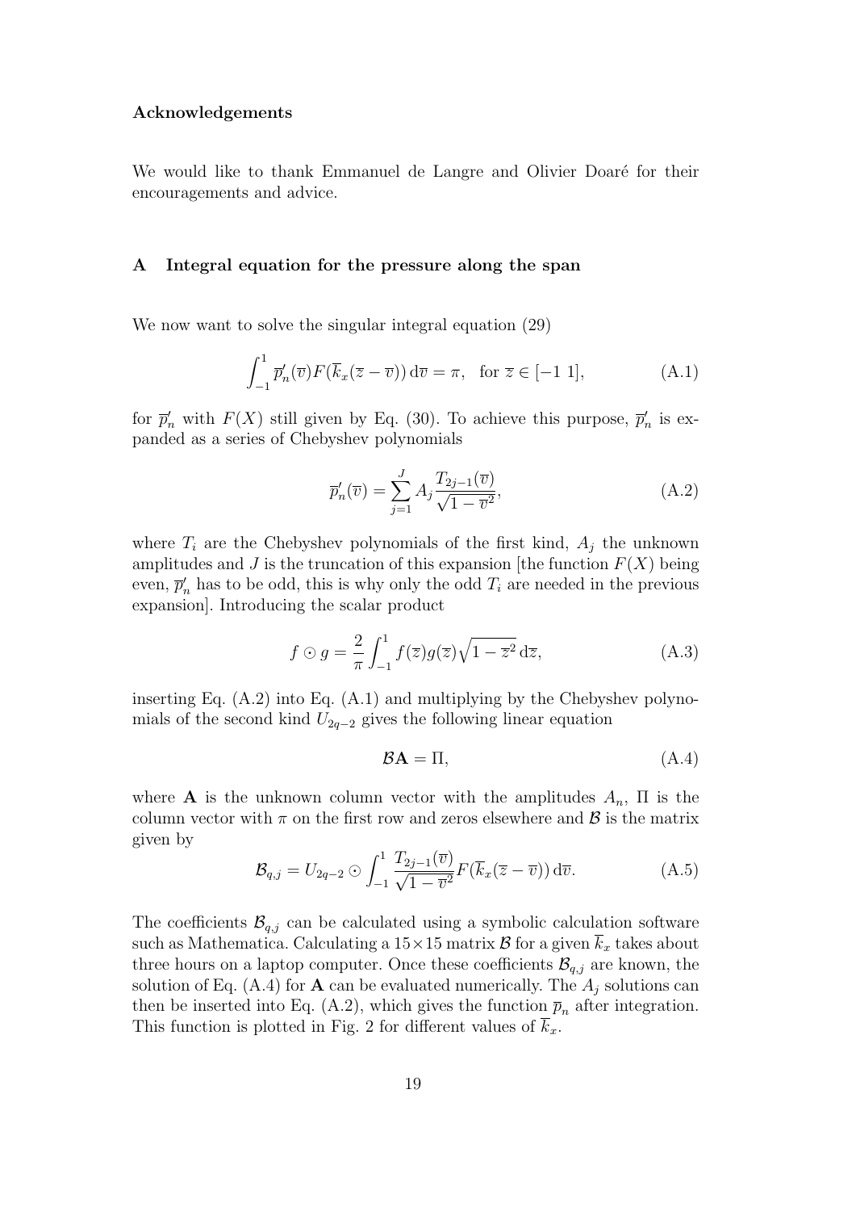### Acknowledgements

We would like to thank Emmanuel de Langre and Olivier Doaré for their encouragements and advice.

## A Integral equation for the pressure along the span

We now want to solve the singular integral equation (29)

$$\int_{-1}^{1} \overline{p}_n'(\overline{v}) F(\overline{k}_x(\overline{z}-\overline{v}))\,\mathrm{d}\overline{v} = \pi, \quad \text{for } \overline{z} \in [-1\ 1], \tag{A.1}$$

for $\overline{p}_n'$ with $F(X)$ still given by Eq. (30). To achieve this purpose, $\overline{p}_n'$ is expanded as a series of Chebyshev polynomials

$$\overline{p}_n'(\overline{v}) = \sum_{j=1}^{J} A_j \frac{T_{2j-1}(\overline{v})}{\sqrt{1-\overline{v}^2}}, \tag{A.2}$$

where $T_i$ are the Chebyshev polynomials of the first kind, $A_j$ the unknown amplitudes and $J$ is the truncation of this expansion [the function $F(X)$ being even, $\overline{p}_n'$ has to be odd, this is why only the odd $T_i$ are needed in the previous expansion]. Introducing the scalar product

$$f \odot g = \frac{2}{\pi} \int_{-1}^{1} f(\overline{z}) g(\overline{z}) \sqrt{1-\overline{z}^2}\,\mathrm{d}\overline{z}, \tag{A.3}$$

inserting Eq. (A.2) into Eq. (A.1) and multiplying by the Chebyshev polynomials of the second kind $U_{2q-2}$ gives the following linear equation

$$\mathcal{B}\mathbf{A} = \Pi, \tag{A.4}$$

where $\mathbf{A}$ is the unknown column vector with the amplitudes $A_n$, $\Pi$ is the column vector with $\pi$ on the first row and zeros elsewhere and $\mathcal{B}$ is the matrix given by

$$\mathcal{B}_{q,j} = U_{2q-2} \odot \int_{-1}^{1} \frac{T_{2j-1}(\overline{v})}{\sqrt{1-\overline{v}^2}} F(\overline{k}_x(\overline{z}-\overline{v}))\,\mathrm{d}\overline{v}. \tag{A.5}$$

The coefficients $\mathcal{B}_{q,j}$ can be calculated using a symbolic calculation software such as Mathematica. Calculating a $15\times15$ matrix $\mathcal{B}$ for a given $\overline{k}_x$ takes about three hours on a laptop computer. Once these coefficients $\mathcal{B}_{q,j}$ are known, the solution of Eq. (A.4) for $\mathbf{A}$ can be evaluated numerically. The $A_j$ solutions can then be inserted into Eq. (A.2), which gives the function $\overline{p}_n$ after integration. This function is plotted in Fig. 2 for different values of $\overline{k}_x$.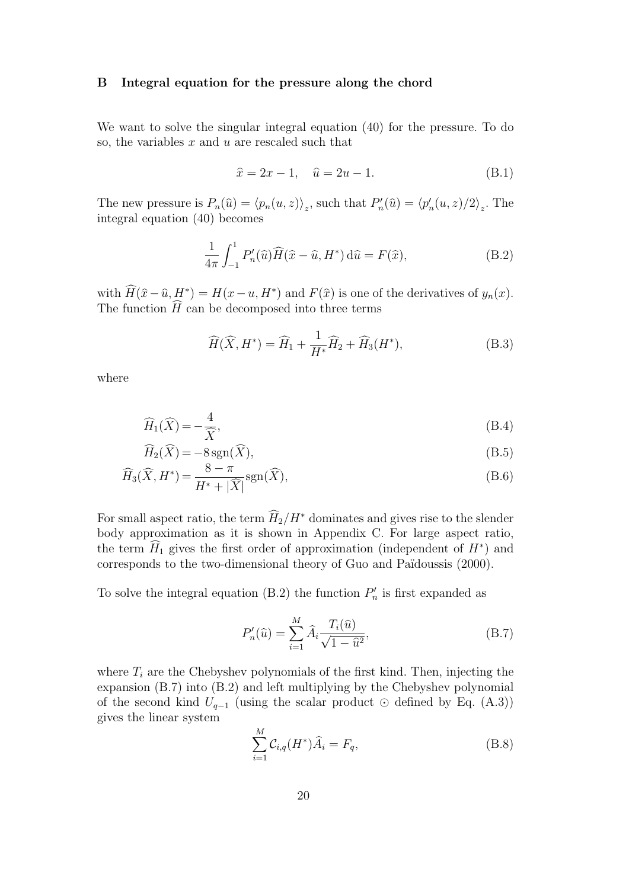## B Integral equation for the pressure along the chord

We want to solve the singular integral equation (40) for the pressure. To do so, the variables $x$ and $u$ are rescaled such that

$$\widehat{x} = 2x - 1, \quad \widehat{u} = 2u - 1. \tag{B.1}$$

The new pressure is $P_n(\widehat{u}) = \langle p_n(u,z) \rangle_z$, such that $P_n'(\widehat{u}) = \langle p_n'(u,z)/2 \rangle_z$. The integral equation (40) becomes

$$\frac{1}{4\pi} \int_{-1}^{1} P_n'(\widehat{u}) \widehat{H}(\widehat{x} - \widehat{u}, H^*) \, \mathrm{d}\widehat{u} = F(\widehat{x}), \tag{B.2}$$

with $\widehat{H}(\widehat{x} - \widehat{u}, H^*) = H(x - u, H^*)$ and $F(\widehat{x})$ is one of the derivatives of $y_n(x)$. The function $\widehat{H}$ can be decomposed into three terms

$$\widehat{H}(\widehat{X}, H^*) = \widehat{H}_1 + \frac{1}{H^*}\widehat{H}_2 + \widehat{H}_3(H^*), \tag{B.3}$$

where

$$\widehat{H}_1(\widehat{X}) = -\frac{4}{\widehat{X}}, \tag{B.4}$$

$$\widehat{H}_2(\widehat{X}) = -8 \,\mathrm{sgn}(\widehat{X}), \tag{B.5}$$

$$\widehat{H}_3(\widehat{X}, H^*) = \frac{8 - \pi}{H^* + |\widehat{X}|} \mathrm{sgn}(\widehat{X}), \tag{B.6}$$

For small aspect ratio, the term $\widehat{H}_2/H^*$ dominates and gives rise to the slender body approximation as it is shown in Appendix C. For large aspect ratio, the term $\widehat{H}_1$ gives the first order of approximation (independent of $H^*$) and corresponds to the two-dimensional theory of Guo and Païdoussis (2000).

To solve the integral equation (B.2) the function $P_n'$ is first expanded as

$$P_n'(\widehat{u}) = \sum_{i=1}^{M} \widehat{A}_i \frac{T_i(\widehat{u})}{\sqrt{1 - \widehat{u}^2}}, \tag{B.7}$$

where $T_i$ are the Chebyshev polynomials of the first kind. Then, injecting the expansion (B.7) into (B.2) and left multiplying by the Chebyshev polynomial of the second kind $U_{q-1}$ (using the scalar product $\odot$ defined by Eq. (A.3)) gives the linear system

$$\sum_{i=1}^{M} \mathcal{C}_{i,q}(H^*) \widehat{A}_i = F_q, \tag{B.8}$$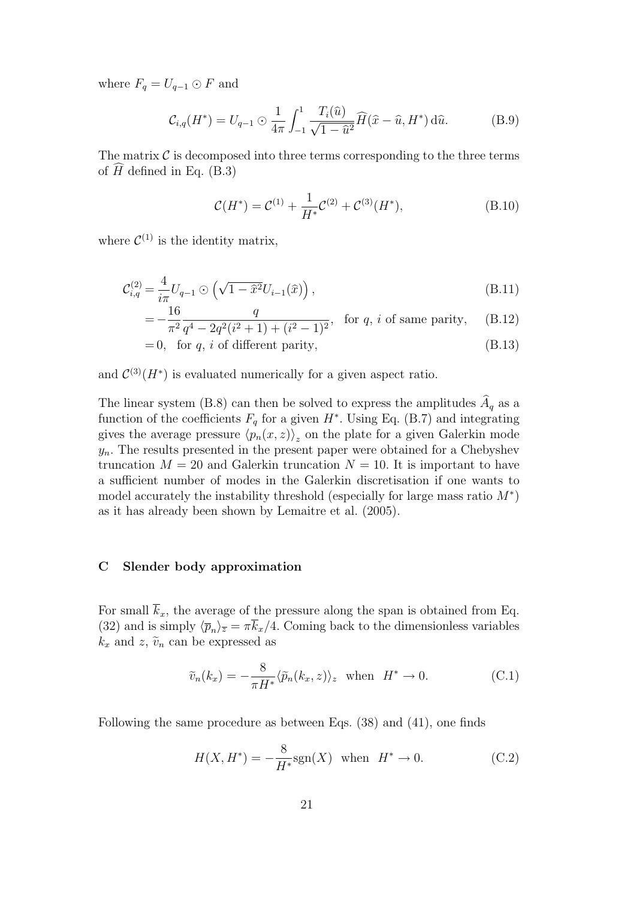where $F_q = U_{q-1} \odot F$ and

$$\mathcal{C}_{i,q}(H^*) = U_{q-1} \odot \frac{1}{4\pi} \int_{-1}^{1} \frac{T_i(\widehat{u})}{\sqrt{1-\widehat{u}^2}} \widehat{H}(\widehat{x} - \widehat{u}, H^*) \, \mathrm{d}\widehat{u}. \tag{B.9}$$

The matrix $\mathcal{C}$ is decomposed into three terms corresponding to the three terms of $\widehat{H}$ defined in Eq. (B.3)

$$\mathcal{C}(H^*) = \mathcal{C}^{(1)} + \frac{1}{H^*}\mathcal{C}^{(2)} + \mathcal{C}^{(3)}(H^*), \tag{B.10}$$

where $\mathcal{C}^{(1)}$ is the identity matrix,

$$\mathcal{C}^{(2)}_{i,q} = \frac{4}{i\pi} U_{q-1} \odot \left(\sqrt{1-\widehat{x}^2}U_{i-1}(\widehat{x})\right), \tag{B.11}$$

$$= -\frac{16}{\pi^2} \frac{q}{q^4 - 2q^2(i^2+1) + (i^2-1)^2}, \quad \text{for } q,\, i \text{ of same parity}, \tag{B.12}$$

$$= 0, \quad \text{for } q,\, i \text{ of different parity}, \tag{B.13}$$

and $\mathcal{C}^{(3)}(H^*)$ is evaluated numerically for a given aspect ratio.

The linear system (B.8) can then be solved to express the amplitudes $\widehat{A}_q$ as a function of the coefficients $F_q$ for a given $H^*$. Using Eq. (B.7) and integrating gives the average pressure $\langle p_n(x,z)\rangle_z$ on the plate for a given Galerkin mode $y_n$. The results presented in the present paper were obtained for a Chebyshev truncation $M = 20$ and Galerkin truncation $N = 10$. It is important to have a sufficient number of modes in the Galerkin discretisation if one wants to model accurately the instability threshold (especially for large mass ratio $M^*$) as it has already been shown by Lemaitre et al. (2005).

## C Slender body approximation

For small $\overline{k}_x$, the average of the pressure along the span is obtained from Eq. (32) and is simply $\langle \overline{p}_n \rangle_{\overline{z}} = \pi \overline{k}_x/4$. Coming back to the dimensionless variables $k_x$ and $z$, $\widetilde{v}_n$ can be expressed as

$$\widetilde{v}_n(k_x) = -\frac{8}{\pi H^*} \langle \widetilde{p}_n(k_x, z)\rangle_z \quad \text{when} \quad H^* \to 0. \tag{C.1}$$

Following the same procedure as between Eqs. (38) and (41), one finds

$$H(X, H^*) = -\frac{8}{H^*}\mathrm{sgn}(X) \quad \text{when} \quad H^* \to 0. \tag{C.2}$$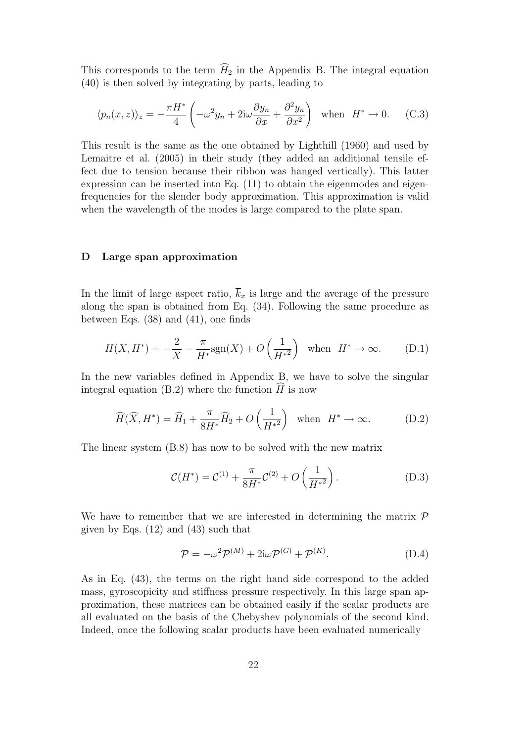This corresponds to the term $\widehat{H}_2$ in the Appendix B. The integral equation (40) is then solved by integrating by parts, leading to

$$\langle p_n(x,z)\rangle_z = -\frac{\pi H^*}{4}\left(-\omega^2 y_n + 2\mathrm{i}\omega\frac{\partial y_n}{\partial x} + \frac{\partial^2 y_n}{\partial x^2}\right) \quad \text{when} \quad H^* \to 0. \qquad \text{(C.3)}$$

This result is the same as the one obtained by Lighthill (1960) and used by Lemaitre et al. (2005) in their study (they added an additional tensile effect due to tension because their ribbon was hanged vertically). This latter expression can be inserted into Eq. (11) to obtain the eigenmodes and eigenfrequencies for the slender body approximation. This approximation is valid when the wavelength of the modes is large compared to the plate span.

## D Large span approximation

In the limit of large aspect ratio, $\overline{k}_x$ is large and the average of the pressure along the span is obtained from Eq. (34). Following the same procedure as between Eqs. (38) and (41), one finds

$$H(X,H^*) = -\frac{2}{X} - \frac{\pi}{H^*}\mathrm{sgn}(X) + O\left(\frac{1}{H^{*2}}\right) \quad \text{when} \quad H^* \to \infty. \qquad \text{(D.1)}$$

In the new variables defined in Appendix B, we have to solve the singular integral equation (B.2) where the function $\widehat{H}$ is now

$$\widehat{H}(\widehat{X},H^*) = \widehat{H}_1 + \frac{\pi}{8H^*}\widehat{H}_2 + O\left(\frac{1}{H^{*2}}\right) \quad \text{when} \quad H^* \to \infty. \qquad \text{(D.2)}$$

The linear system (B.8) has now to be solved with the new matrix

$$\mathcal{C}(H^*) = \mathcal{C}^{(1)} + \frac{\pi}{8H^*}\mathcal{C}^{(2)} + O\left(\frac{1}{H^{*2}}\right). \qquad \text{(D.3)}$$

We have to remember that we are interested in determining the matrix $\mathcal{P}$ given by Eqs. (12) and (43) such that

$$\mathcal{P} = -\omega^2\mathcal{P}^{(M)} + 2\mathrm{i}\omega\mathcal{P}^{(G)} + \mathcal{P}^{(K)}. \qquad \text{(D.4)}$$

As in Eq. (43), the terms on the right hand side correspond to the added mass, gyroscopicity and stiffness pressure respectively. In this large span approximation, these matrices can be obtained easily if the scalar products are all evaluated on the basis of the Chebyshev polynomials of the second kind. Indeed, once the following scalar products have been evaluated numerically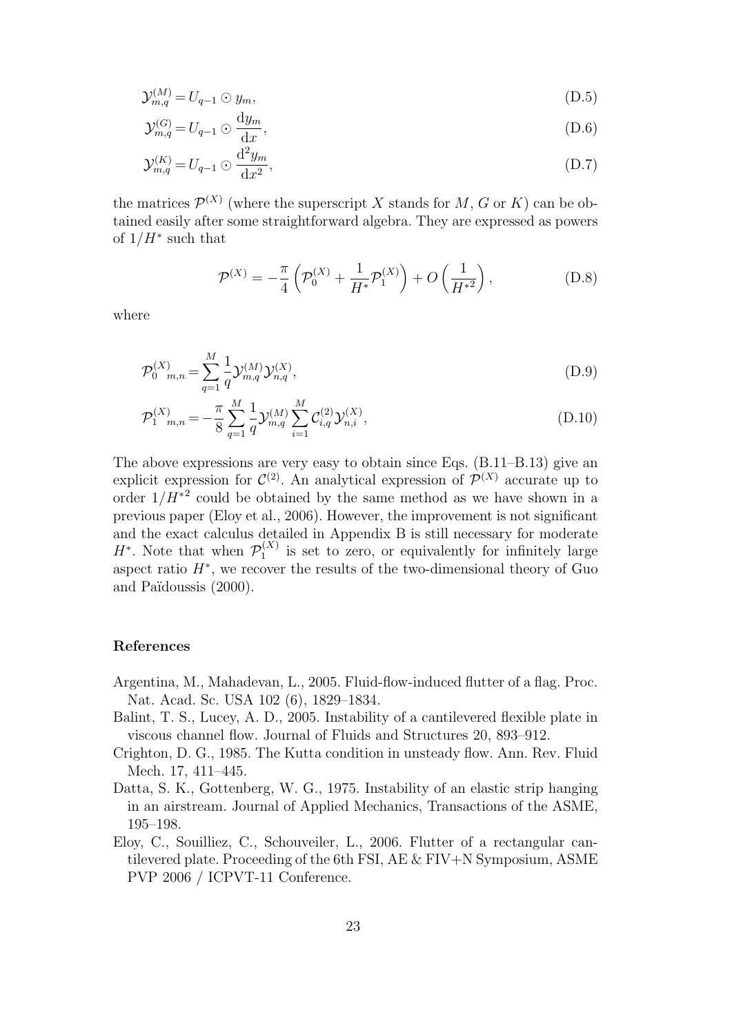$$\mathcal{Y}_{m,q}^{(M)} = U_{q-1} \odot y_m, \tag{D.5}$$

$$\mathcal{Y}_{m,q}^{(G)} = U_{q-1} \odot \frac{\mathrm{d}y_m}{\mathrm{d}x}, \tag{D.6}$$

$$\mathcal{Y}_{m,q}^{(K)} = U_{q-1} \odot \frac{\mathrm{d}^2 y_m}{\mathrm{d}x^2}, \tag{D.7}$$

the matrices $\mathcal{P}^{(X)}$ (where the superscript $X$ stands for $M$, $G$ or $K$) can be obtained easily after some straightforward algebra. They are expressed as powers of $1/H^*$ such that

$$\mathcal{P}^{(X)} = -\frac{\pi}{4}\left(\mathcal{P}_0^{(X)} + \frac{1}{H^*}\mathcal{P}_1^{(X)}\right) + O\left(\frac{1}{H^{*2}}\right), \tag{D.8}$$

where

$$\mathcal{P}_0^{(X)}{}_{m,n} = \sum_{q=1}^{M} \frac{1}{q} \mathcal{Y}_{m,q}^{(M)} \mathcal{Y}_{n,q}^{(X)}, \tag{D.9}$$

$$\mathcal{P}_1^{(X)}{}_{m,n} = -\frac{\pi}{8} \sum_{q=1}^{M} \frac{1}{q} \mathcal{Y}_{m,q}^{(M)} \sum_{i=1}^{M} \mathcal{C}_{i,q}^{(2)} \mathcal{Y}_{n,i}^{(X)}, \tag{D.10}$$

The above expressions are very easy to obtain since Eqs. (B.11–B.13) give an explicit expression for $\mathcal{C}^{(2)}$. An analytical expression of $\mathcal{P}^{(X)}$ accurate up to order $1/H^{*2}$ could be obtained by the same method as we have shown in a previous paper (Eloy et al., 2006). However, the improvement is not significant and the exact calculus detailed in Appendix B is still necessary for moderate $H^*$. Note that when $\mathcal{P}_1^{(X)}$ is set to zero, or equivalently for infinitely large aspect ratio $H^*$, we recover the results of the two-dimensional theory of Guo and Païdoussis (2000).

## References

Argentina, M., Mahadevan, L., 2005. Fluid-flow-induced flutter of a flag. Proc. Nat. Acad. Sc. USA 102 (6), 1829–1834.

Balint, T. S., Lucey, A. D., 2005. Instability of a cantilevered flexible plate in viscous channel flow. Journal of Fluids and Structures 20, 893–912.

Crighton, D. G., 1985. The Kutta condition in unsteady flow. Ann. Rev. Fluid Mech. 17, 411–445.

Datta, S. K., Gottenberg, W. G., 1975. Instability of an elastic strip hanging in an airstream. Journal of Applied Mechanics, Transactions of the ASME, 195–198.

Eloy, C., Souilliez, C., Schouveiler, L., 2006. Flutter of a rectangular cantilevered plate. Proceeding of the 6th FSI, AE & FIV+N Symposium, ASME PVP 2006 / ICPVT-11 Conference.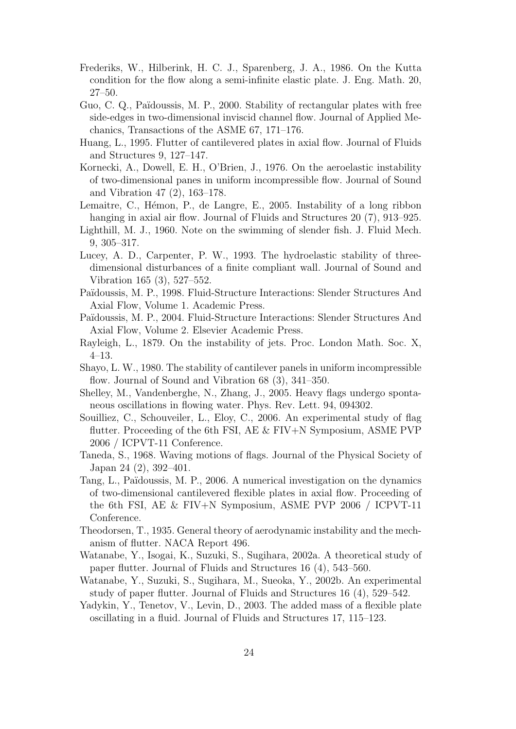Frederiks, W., Hilberink, H. C. J., Sparenberg, J. A., 1986. On the Kutta condition for the flow along a semi-infinite elastic plate. J. Eng. Math. 20, 27–50.

Guo, C. Q., Païdoussis, M. P., 2000. Stability of rectangular plates with free side-edges in two-dimensional inviscid channel flow. Journal of Applied Mechanics, Transactions of the ASME 67, 171–176.

Huang, L., 1995. Flutter of cantilevered plates in axial flow. Journal of Fluids and Structures 9, 127–147.

Kornecki, A., Dowell, E. H., O'Brien, J., 1976. On the aeroelastic instability of two-dimensional panes in uniform incompressible flow. Journal of Sound and Vibration 47 (2), 163–178.

Lemaitre, C., Hémon, P., de Langre, E., 2005. Instability of a long ribbon hanging in axial air flow. Journal of Fluids and Structures 20 (7), 913–925.

Lighthill, M. J., 1960. Note on the swimming of slender fish. J. Fluid Mech. 9, 305–317.

Lucey, A. D., Carpenter, P. W., 1993. The hydroelastic stability of three-dimensional disturbances of a finite compliant wall. Journal of Sound and Vibration 165 (3), 527–552.

Païdoussis, M. P., 1998. Fluid-Structure Interactions: Slender Structures And Axial Flow, Volume 1. Academic Press.

Païdoussis, M. P., 2004. Fluid-Structure Interactions: Slender Structures And Axial Flow, Volume 2. Elsevier Academic Press.

Rayleigh, L., 1879. On the instability of jets. Proc. London Math. Soc. X, 4–13.

Shayo, L. W., 1980. The stability of cantilever panels in uniform incompressible flow. Journal of Sound and Vibration 68 (3), 341–350.

Shelley, M., Vandenberghe, N., Zhang, J., 2005. Heavy flags undergo spontaneous oscillations in flowing water. Phys. Rev. Lett. 94, 094302.

Souilliez, C., Schouveiler, L., Eloy, C., 2006. An experimental study of flag flutter. Proceeding of the 6th FSI, AE & FIV+N Symposium, ASME PVP 2006 / ICPVT-11 Conference.

Taneda, S., 1968. Waving motions of flags. Journal of the Physical Society of Japan 24 (2), 392–401.

Tang, L., Païdoussis, M. P., 2006. A numerical investigation on the dynamics of two-dimensional cantilevered flexible plates in axial flow. Proceeding of the 6th FSI, AE & FIV+N Symposium, ASME PVP 2006 / ICPVT-11 Conference.

Theodorsen, T., 1935. General theory of aerodynamic instability and the mechanism of flutter. NACA Report 496.

Watanabe, Y., Isogai, K., Suzuki, S., Sugihara, 2002a. A theoretical study of paper flutter. Journal of Fluids and Structures 16 (4), 543–560.

Watanabe, Y., Suzuki, S., Sugihara, M., Sueoka, Y., 2002b. An experimental study of paper flutter. Journal of Fluids and Structures 16 (4), 529–542.

Yadykin, Y., Tenetov, V., Levin, D., 2003. The added mass of a flexible plate oscillating in a fluid. Journal of Fluids and Structures 17, 115–123.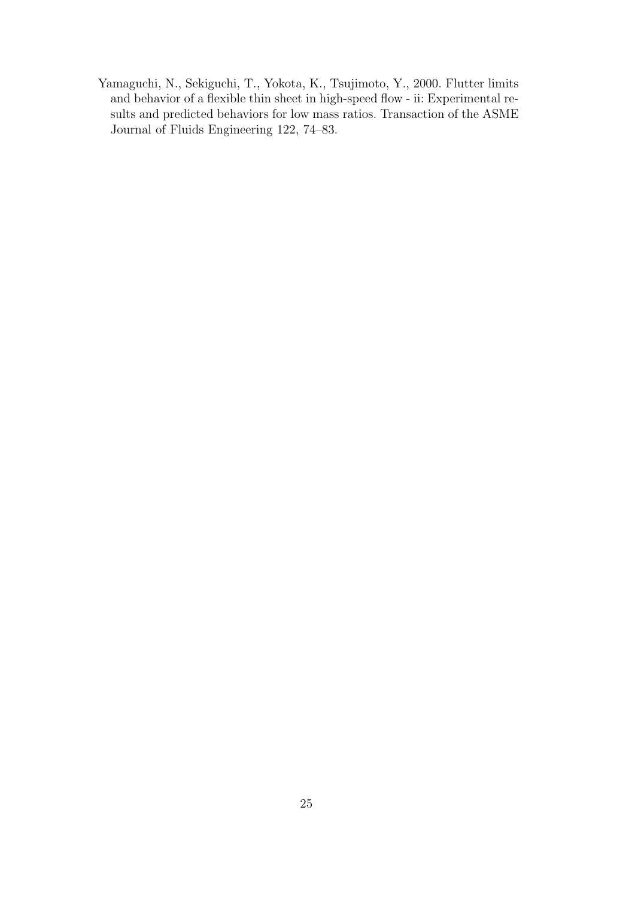Yamaguchi, N., Sekiguchi, T., Yokota, K., Tsujimoto, Y., 2000. Flutter limits and behavior of a flexible thin sheet in high-speed flow - ii: Experimental results and predicted behaviors for low mass ratios. Transaction of the ASME Journal of Fluids Engineering 122, 74–83.